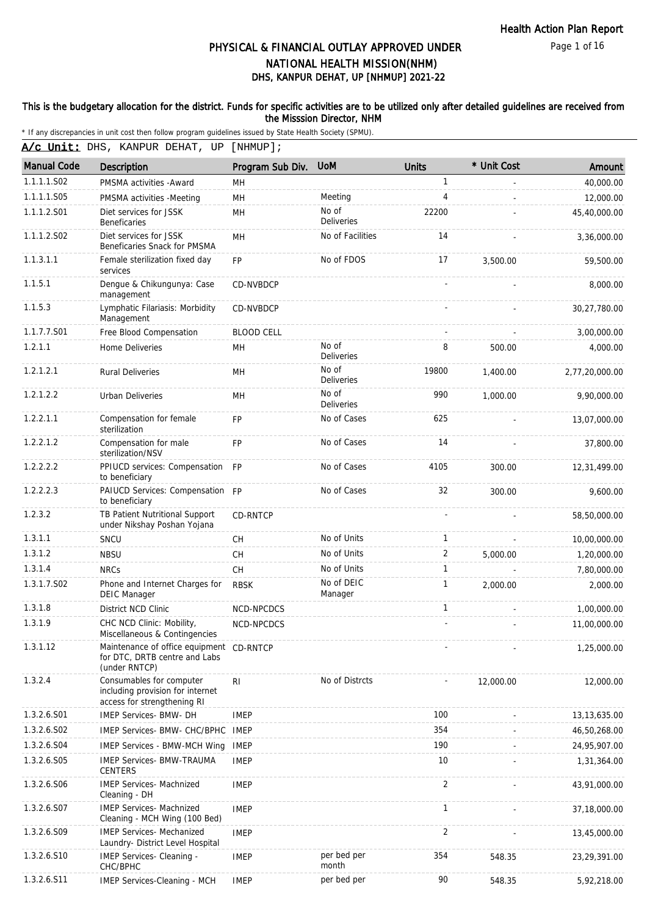Health Action Plan Report

# PHYSICAL & FINANCIAL OUTLAY APPROVED UNDER NATIONAL HEALTH MISSION(NHM)

## DHS, KANPUR DEHAT, UP [NHMUP] 2021-22

**This is the budgetary allocation for the district. Funds for specific activities are to be utilized only after detailed guidelines are received from the Misssion Director, NHM**

* If any discrepancies in unit cost then follow program guidelines issued by State Health Society (SPMU).

**A/c Unit:** DHS, KANPUR DEHAT, UP [NHMUP];

| Manual Code | Description | Program Sub Div. | UoM | Units | * Unit Cost | Amount |
|---|---|---|---|---|---|---|
| 1.1.1.1.S02 | PMSMA activities -Award | MH | | 1 | - | 40,000.00 |
| 1.1.1.1.S05 | PMSMA activities -Meeting | MH | Meeting | 4 | - | 12,000.00 |
| 1.1.1.2.S01 | Diet services for JSSK Beneficaries | MH | No of Deliveries | 22200 | - | 45,40,000.00 |
| 1.1.1.2.S02 | Diet services for JSSK Beneficaries Snack for PMSMA | MH | No of Facilities | 14 | - | 3,36,000.00 |
| 1.1.3.1.1 | Female sterilization fixed day services | FP | No of FDOS | 17 | 3,500.00 | 59,500.00 |
| 1.1.5.1 | Dengue & Chikungunya: Case management | CD-NVBDCP | | - | - | 8,000.00 |
| 1.1.5.3 | Lymphatic Filariasis: Morbidity Management | CD-NVBDCP | | - | - | 30,27,780.00 |
| 1.1.7.7.S01 | Free Blood Compensation | BLOOD CELL | | - | - | 3,00,000.00 |
| 1.2.1.1 | Home Deliveries | MH | No of Deliveries | 8 | 500.00 | 4,000.00 |
| 1.2.1.2.1 | Rural Deliveries | MH | No of Deliveries | 19800 | 1,400.00 | 2,77,20,000.00 |
| 1.2.1.2.2 | Urban Deliveries | MH | No of Deliveries | 990 | 1,000.00 | 9,90,000.00 |
| 1.2.2.1.1 | Compensation for female sterilization | FP | No of Cases | 625 | - | 13,07,000.00 |
| 1.2.2.1.2 | Compensation for male sterilization/NSV | FP | No of Cases | 14 | - | 37,800.00 |
| 1.2.2.2.2 | PPIUCD services: Compensation to beneficiary | FP | No of Cases | 4105 | 300.00 | 12,31,499.00 |
| 1.2.2.2.3 | PAIUCD Services: Compensation to beneficiary | FP | No of Cases | 32 | 300.00 | 9,600.00 |
| 1.2.3.2 | TB Patient Nutritional Support under Nikshay Poshan Yojana | CD-RNTCP | | - | - | 58,50,000.00 |
| 1.3.1.1 | SNCU | CH | No of Units | 1 | - | 10,00,000.00 |
| 1.3.1.2 | NBSU | CH | No of Units | 2 | 5,000.00 | 1,20,000.00 |
| 1.3.1.4 | NRCs | CH | No of Units | 1 | - | 7,80,000.00 |
| 1.3.1.7.S02 | Phone and Internet Charges for DEIC Manager | RBSK | No of DEIC Manager | 1 | 2,000.00 | 2,000.00 |
| 1.3.1.8 | District NCD Clinic | NCD-NPCDCS | | 1 | - | 1,00,000.00 |
| 1.3.1.9 | CHC NCD Clinic: Mobility, Miscellaneous & Contingencies | NCD-NPCDCS | | - | - | 11,00,000.00 |
| 1.3.1.12 | Maintenance of office equipment for DTC, DRTB centre and Labs (under RNTCP) | CD-RNTCP | | - | - | 1,25,000.00 |
| 1.3.2.4 | Consumables for computer including provision for internet access for strengthening RI | RI | No of Distrcts | - | 12,000.00 | 12,000.00 |
| 1.3.2.6.S01 | IMEP Services- BMW- DH | IMEP | | 100 | - | 13,13,635.00 |
| 1.3.2.6.S02 | IMEP Services- BMW- CHC/BPHC | IMEP | | 354 | - | 46,50,268.00 |
| 1.3.2.6.S04 | IMEP Services - BMW-MCH Wing | IMEP | | 190 | - | 24,95,907.00 |
| 1.3.2.6.S05 | IMEP Services- BMW-TRAUMA CENTERS | IMEP | | 10 | - | 1,31,364.00 |
| 1.3.2.6.S06 | IMEP Services- Machnized Cleaning - DH | IMEP | | 2 | - | 43,91,000.00 |
| 1.3.2.6.S07 | IMEP Services- Machnized Cleaning - MCH Wing (100 Bed) | IMEP | | 1 | - | 37,18,000.00 |
| 1.3.2.6.S09 | IMEP Services- Mechanized Laundry- District Level Hospital | IMEP | | 2 | - | 13,45,000.00 |
| 1.3.2.6.S10 | IMEP Services- Cleaning - CHC/BPHC | IMEP | per bed per month | 354 | 548.35 | 23,29,391.00 |
| 1.3.2.6.S11 | IMEP Services-Cleaning - MCH | IMEP | per bed per | 90 | 548.35 | 5,92,218.00 |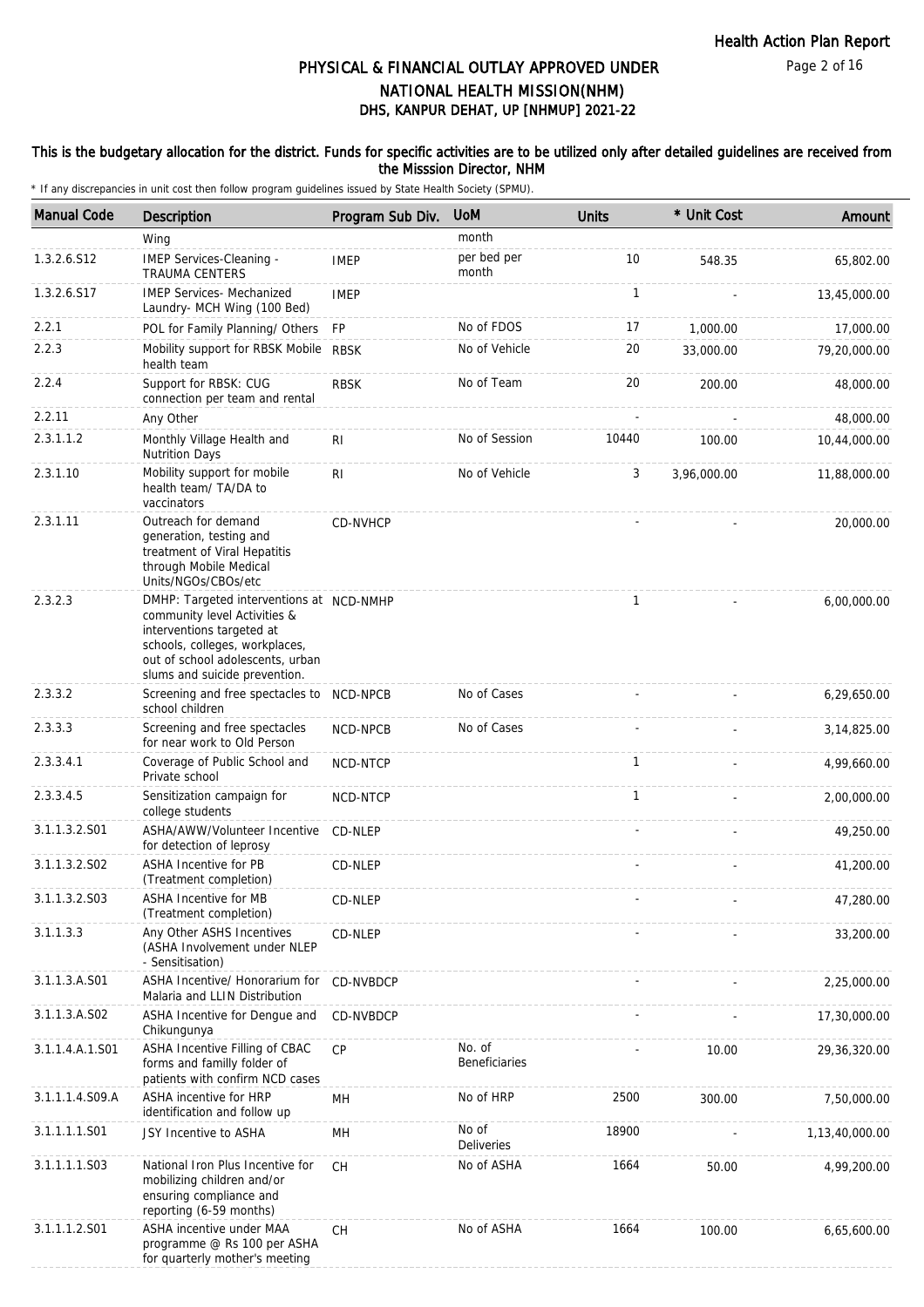# PHYSICAL & FINANCIAL OUTLAY APPROVED UNDER NATIONAL HEALTH MISSION(NHM)
## DHS, KANPUR DEHAT, UP [NHMUP] 2021-22

**This is the budgetary allocation for the district. Funds for specific activities are to be utilized only after detailed guidelines are received from the Misssion Director, NHM**

\* If any discrepancies in unit cost then follow program guidelines issued by State Health Society (SPMU).

| Manual Code | Description | Program Sub Div. | UoM | Units | * Unit Cost | Amount |
|---|---|---|---|---|---|---|
| | Wing | | month | | | |
| 1.3.2.6.S12 | IMEP Services-Cleaning - TRAUMA CENTERS | IMEP | per bed per month | 10 | 548.35 | 65,802.00 |
| 1.3.2.6.S17 | IMEP Services- Mechanized Laundry- MCH Wing (100 Bed) | IMEP | | 1 | - | 13,45,000.00 |
| 2.2.1 | POL for Family Planning/ Others | FP | No of FDOS | 17 | 1,000.00 | 17,000.00 |
| 2.2.3 | Mobility support for RBSK Mobile health team | RBSK | No of Vehicle | 20 | 33,000.00 | 79,20,000.00 |
| 2.2.4 | Support for RBSK: CUG connection per team and rental | RBSK | No of Team | 20 | 200.00 | 48,000.00 |
| 2.2.11 | Any Other | | | - | - | 48,000.00 |
| 2.3.1.1.2 | Monthly Village Health and Nutrition Days | RI | No of Session | 10440 | 100.00 | 10,44,000.00 |
| 2.3.1.10 | Mobility support for mobile health team/ TA/DA to vaccinators | RI | No of Vehicle | 3 | 3,96,000.00 | 11,88,000.00 |
| 2.3.1.11 | Outreach for demand generation, testing and treatment of Viral Hepatitis through Mobile Medical Units/NGOs/CBOs/etc | CD-NVHCP | | - | - | 20,000.00 |
| 2.3.2.3 | DMHP: Targeted interventions at community level Activities & interventions targeted at schools, colleges, workplaces, out of school adolescents, urban slums and suicide prevention. | NCD-NMHP | | 1 | - | 6,00,000.00 |
| 2.3.3.2 | Screening and free spectacles to school children | NCD-NPCB | No of Cases | - | - | 6,29,650.00 |
| 2.3.3.3 | Screening and free spectacles for near work to Old Person | NCD-NPCB | No of Cases | - | - | 3,14,825.00 |
| 2.3.3.4.1 | Coverage of Public School and Private school | NCD-NTCP | | 1 | - | 4,99,660.00 |
| 2.3.3.4.5 | Sensitization campaign for college students | NCD-NTCP | | 1 | - | 2,00,000.00 |
| 3.1.1.3.2.S01 | ASHA/AWW/Volunteer Incentive for detection of leprosy | CD-NLEP | | - | - | 49,250.00 |
| 3.1.1.3.2.S02 | ASHA Incentive for PB (Treatment completion) | CD-NLEP | | - | - | 41,200.00 |
| 3.1.1.3.2.S03 | ASHA Incentive for MB (Treatment completion) | CD-NLEP | | - | - | 47,280.00 |
| 3.1.1.3.3 | Any Other ASHS Incentives (ASHA Involvement under NLEP - Sensitisation) | CD-NLEP | | - | - | 33,200.00 |
| 3.1.1.3.A.S01 | ASHA Incentive/ Honorarium for Malaria and LLIN Distribution | CD-NVBDCP | | - | - | 2,25,000.00 |
| 3.1.1.3.A.S02 | ASHA Incentive for Dengue and Chikungunya | CD-NVBDCP | | - | - | 17,30,000.00 |
| 3.1.1.4.A.1.S01 | ASHA Incentive Filling of CBAC forms and familly folder of patients with confirm NCD cases | CP | No. of Beneficiaries | - | 10.00 | 29,36,320.00 |
| 3.1.1.1.4.S09.A | ASHA incentive for HRP identification and follow up | MH | No of HRP | 2500 | 300.00 | 7,50,000.00 |
| 3.1.1.1.1.S01 | JSY Incentive to ASHA | MH | No of Deliveries | 18900 | - | 1,13,40,000.00 |
| 3.1.1.1.1.S03 | National Iron Plus Incentive for mobilizing children and/or ensuring compliance and reporting (6-59 months) | CH | No of ASHA | 1664 | 50.00 | 4,99,200.00 |
| 3.1.1.1.2.S01 | ASHA incentive under MAA programme @ Rs 100 per ASHA for quarterly mother's meeting | CH | No of ASHA | 1664 | 100.00 | 6,65,600.00 |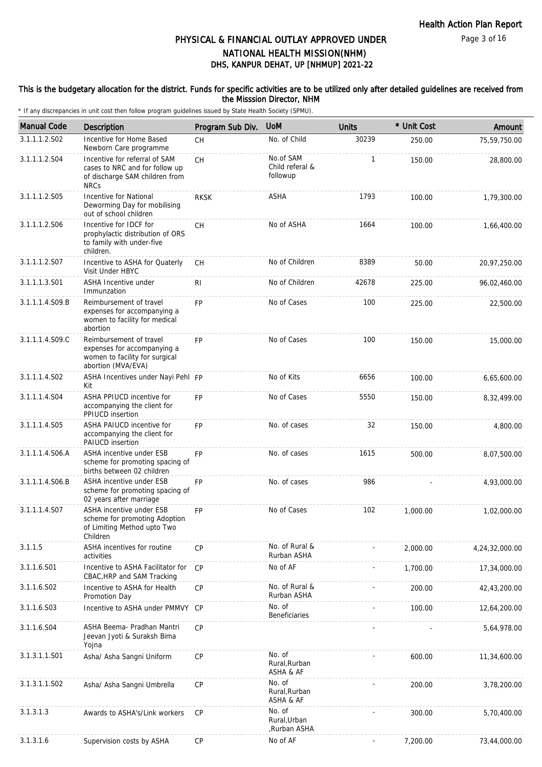# PHYSICAL & FINANCIAL OUTLAY APPROVED UNDER NATIONAL HEALTH MISSION(NHM)

## DHS, KANPUR DEHAT, UP [NHMUP] 2021-22

**This is the budgetary allocation for the district. Funds for specific activities are to be utilized only after detailed guidelines are received from the Misssion Director, NHM**

\* If any discrepancies in unit cost then follow program guidelines issued by State Health Society (SPMU).

| Manual Code | Description | Program Sub Div. | UoM | Units | * Unit Cost | Amount |
|---|---|---|---|---|---|---|
| 3.1.1.1.2.S02 | Incentive for Home Based Newborn Care programme | CH | No. of Child | 30239 | 250.00 | 75,59,750.00 |
| 3.1.1.1.2.S04 | Incentive for referral of SAM cases to NRC and for follow up of discharge SAM children from NRCs | CH | No.of SAM Child referal & followup | 1 | 150.00 | 28,800.00 |
| 3.1.1.1.2.S05 | Incentive for National Deworming Day for mobilising out of school children | RKSK | ASHA | 1793 | 100.00 | 1,79,300.00 |
| 3.1.1.1.2.S06 | Incentive for IDCF for prophylactic distribution of ORS to family with under-five children. | CH | No of ASHA | 1664 | 100.00 | 1,66,400.00 |
| 3.1.1.1.2.S07 | Incentive to ASHA for Quaterly Visit Under HBYC | CH | No of Children | 8389 | 50.00 | 20,97,250.00 |
| 3.1.1.1.3.S01 | ASHA Incentive under Immunzation | RI | No of Children | 42678 | 225.00 | 96,02,460.00 |
| 3.1.1.1.4.S09.B | Reimbursement of travel expenses for accompanying a women to facility for medical abortion | FP | No of Cases | 100 | 225.00 | 22,500.00 |
| 3.1.1.1.4.S09.C | Reimbursement of travel expenses for accompanying a women to facility for surgical abortion (MVA/EVA) | FP | No of Cases | 100 | 150.00 | 15,000.00 |
| 3.1.1.1.4.S02 | ASHA Incentives under Nayi Pehl Kit | FP | No of Kits | 6656 | 100.00 | 6,65,600.00 |
| 3.1.1.1.4.S04 | ASHA PPIUCD incentive for accompanying the client for PPIUCD insertion | FP | No of Cases | 5550 | 150.00 | 8,32,499.00 |
| 3.1.1.1.4.S05 | ASHA PAIUCD incentive for accompanying the client for PAIUCD insertion | FP | No. of cases | 32 | 150.00 | 4,800.00 |
| 3.1.1.1.4.S06.A | ASHA incentive under ESB scheme for promoting spacing of births between 02 children | FP | No. of cases | 1615 | 500.00 | 8,07,500.00 |
| 3.1.1.1.4.S06.B | ASHA incentive under ESB scheme for promoting spacing of 02 years after marriage | FP | No. of cases | 986 | - | 4,93,000.00 |
| 3.1.1.1.4.S07 | ASHA incentive under ESB scheme for promoting Adoption of Limiting Method upto Two Children | FP | No of Cases | 102 | 1,000.00 | 1,02,000.00 |
| 3.1.1.5 | ASHA incentives for routine activities | CP | No. of Rural & Rurban ASHA | - | 2,000.00 | 4,24,32,000.00 |
| 3.1.1.6.S01 | Incentive to ASHA Facilitator for CBAC,HRP and SAM Tracking | CP | No of AF | - | 1,700.00 | 17,34,000.00 |
| 3.1.1.6.S02 | Incentive to ASHA for Health Promotion Day | CP | No. of Rural & Rurban ASHA | - | 200.00 | 42,43,200.00 |
| 3.1.1.6.S03 | Incentive to ASHA under PMMVY | CP | No. of Beneficiaries | - | 100.00 | 12,64,200.00 |
| 3.1.1.6.S04 | ASHA Beema- Pradhan Mantri Jeevan Jyoti & Suraksh Bima Yojna | CP | | - | - | 5,64,978.00 |
| 3.1.3.1.1.S01 | Asha/ Asha Sangni Uniform | CP | No. of Rural,Rurban ASHA & AF | - | 600.00 | 11,34,600.00 |
| 3.1.3.1.1.S02 | Asha/ Asha Sangni Umbrella | CP | No. of Rural,Rurban ASHA & AF | - | 200.00 | 3,78,200.00 |
| 3.1.3.1.3 | Awards to ASHA's/Link workers | CP | No. of Rural,Urban ,Rurban ASHA | - | 300.00 | 5,70,400.00 |
| 3.1.3.1.6 | Supervision costs by ASHA | CP | No of AF | - | 7,200.00 | 73,44,000.00 |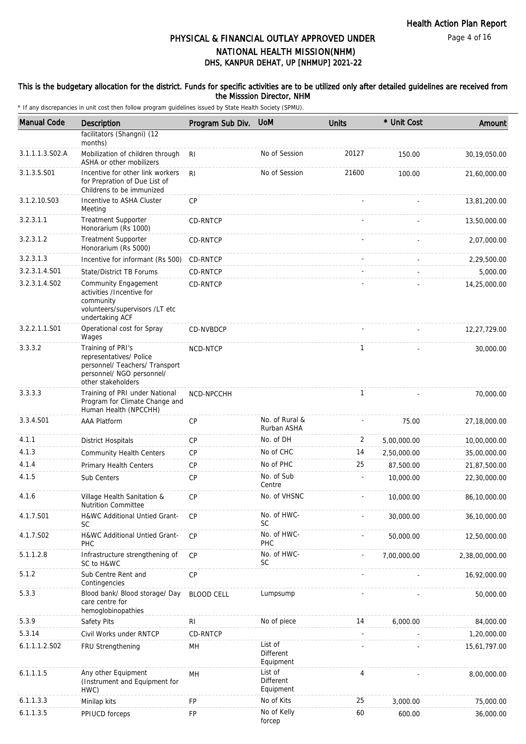# PHYSICAL & FINANCIAL OUTLAY APPROVED UNDER NATIONAL HEALTH MISSION(NHM)
## DHS, KANPUR DEHAT, UP [NHMUP] 2021-22

**This is the budgetary allocation for the district. Funds for specific activities are to be utilized only after detailed guidelines are received from the Misssion Director, NHM**

\* If any discrepancies in unit cost then follow program guidelines issued by State Health Society (SPMU).

| Manual Code | Description | Program Sub Div. | UoM | Units | * Unit Cost | Amount |
|---|---|---|---|---|---|---|
| | facilitators (Shangni) (12 months) | | | | | |
| 3.1.1.1.3.S02.A | Mobilization of children through ASHA or other mobilizers | RI | No of Session | 20127 | 150.00 | 30,19,050.00 |
| 3.1.3.5.S01 | Incentive for other link workers for Prepration of Due List of Childrens to be immunized | RI | No of Session | 21600 | 100.00 | 21,60,000.00 |
| 3.1.2.10.S03 | Incentive to ASHA Cluster Meeting | CP | | - | - | 13,81,200.00 |
| 3.2.3.1.1 | Treatment Supporter Honorarium (Rs 1000) | CD-RNTCP | | - | - | 13,50,000.00 |
| 3.2.3.1.2 | Treatment Supporter Honorarium (Rs 5000) | CD-RNTCP | | - | - | 2,07,000.00 |
| 3.2.3.1.3 | Incentive for informant (Rs 500) | CD-RNTCP | | - | - | 2,29,500.00 |
| 3.2.3.1.4.S01 | State/District TB Forums | CD-RNTCP | | - | - | 5,000.00 |
| 3.2.3.1.4.S02 | Community Engagement activities /Incentive for community volunteers/supervisors /LT etc undertaking ACF | CD-RNTCP | | - | - | 14,25,000.00 |
| 3.2.2.1.1.S01 | Operational cost for Spray Wages | CD-NVBDCP | | - | - | 12,27,729.00 |
| 3.3.3.2 | Training of PRI's representatives/ Police personnel/ Teachers/ Transport personnel/ NGO personnel/ other stakeholders | NCD-NTCP | | 1 | - | 30,000.00 |
| 3.3.3.3 | Training of PRI under National Program for Climate Change and Human Health (NPCCHH) | NCD-NPCCHH | | 1 | - | 70,000.00 |
| 3.3.4.S01 | AAA Platform | CP | No. of Rural & Rurban ASHA | - | 75.00 | 27,18,000.00 |
| 4.1.1 | District Hospitals | CP | No. of DH | 2 | 5,00,000.00 | 10,00,000.00 |
| 4.1.3 | Community Health Centers | CP | No of CHC | 14 | 2,50,000.00 | 35,00,000.00 |
| 4.1.4 | Primary Health Centers | CP | No of PHC | 25 | 87,500.00 | 21,87,500.00 |
| 4.1.5 | Sub Centers | CP | No. of Sub Centre | - | 10,000.00 | 22,30,000.00 |
| 4.1.6 | Village Health Sanitation & Nutrition Committee | CP | No. of VHSNC | - | 10,000.00 | 86,10,000.00 |
| 4.1.7.S01 | H&WC Additional Untied Grant-SC | CP | No. of HWC-SC | - | 30,000.00 | 36,10,000.00 |
| 4.1.7.S02 | H&WC Additional Untied Grant-PHC | CP | No. of HWC-PHC | - | 50,000.00 | 12,50,000.00 |
| 5.1.1.2.8 | Infrastructure strengthening of SC to H&WC | CP | No. of HWC-SC | - | 7,00,000.00 | 2,38,00,000.00 |
| 5.1.2 | Sub Centre Rent and Contingencies | CP | | - | - | 16,92,000.00 |
| 5.3.3 | Blood bank/ Blood storage/ Day care centre for hemoglobinopathies | BLOOD CELL | Lumpsump | - | - | 50,000.00 |
| 5.3.9 | Safety Pits | RI | No of piece | 14 | 6,000.00 | 84,000.00 |
| 5.3.14 | Civil Works under RNTCP | CD-RNTCP | | - | - | 1,20,000.00 |
| 6.1.1.1.2.S02 | FRU Strengthening | MH | List of Different Equipment | - | - | 15,61,797.00 |
| 6.1.1.1.5 | Any other Equipment (Instrument and Equipment for HWC) | MH | List of Different Equipment | 4 | - | 8,00,000.00 |
| 6.1.1.3.3 | Minilap kits | FP | No of Kits | 25 | 3,000.00 | 75,000.00 |
| 6.1.1.3.5 | PPIUCD forceps | FP | No of Kelly forcep | 60 | 600.00 | 36,000.00 |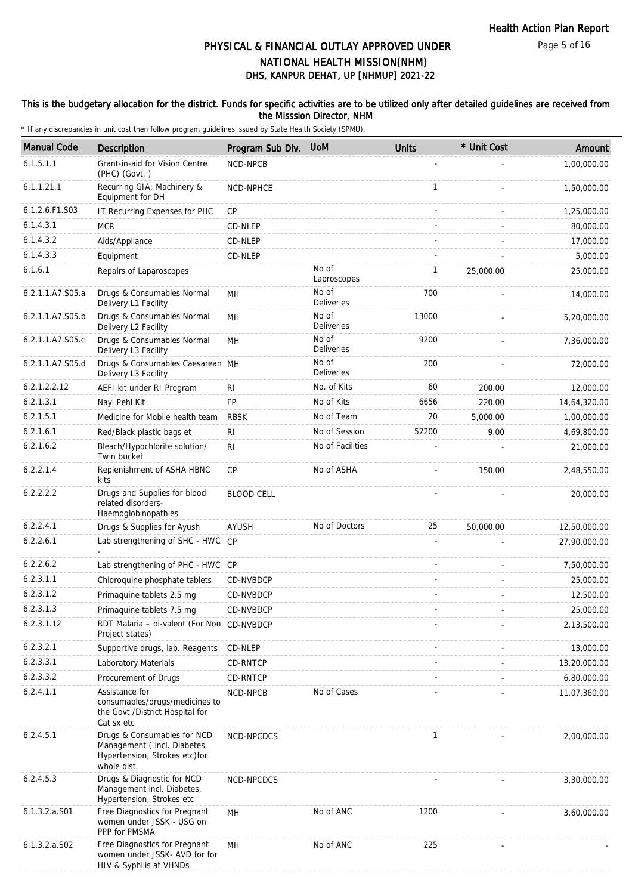## PHYSICAL & FINANCIAL OUTLAY APPROVED UNDER NATIONAL HEALTH MISSION(NHM)
## DHS, KANPUR DEHAT, UP [NHMUP] 2021-22

**This is the budgetary allocation for the district. Funds for specific activities are to be utilized only after detailed guidelines are received from the Misssion Director, NHM**

\* If any discrepancies in unit cost then follow program guidelines issued by State Health Society (SPMU).

| Manual Code | Description | Program Sub Div. | UoM | Units | * Unit Cost | Amount |
|---|---|---|---|---|---|---|
| 6.1.5.1.1 | Grant-in-aid for Vision Centre (PHC) (Govt. ) | NCD-NPCB | | - | - | 1,00,000.00 |
| 6.1.1.21.1 | Recurring GIA: Machinery & Equipment for DH | NCD-NPHCE | | 1 | - | 1,50,000.00 |
| 6.1.2.6.F1.S03 | IT Recurring Expenses for PHC | CP | | - | - | 1,25,000.00 |
| 6.1.4.3.1 | MCR | CD-NLEP | | - | - | 80,000.00 |
| 6.1.4.3.2 | Aids/Appliance | CD-NLEP | | - | - | 17,000.00 |
| 6.1.4.3.3 | Equipment | CD-NLEP | | - | - | 5,000.00 |
| 6.1.6.1 | Repairs of Laparoscopes | | No of Laproscopes | 1 | 25,000.00 | 25,000.00 |
| 6.2.1.1.A7.S05.a | Drugs & Consumables Normal Delivery L1 Facility | MH | No of Deliveries | 700 | - | 14,000.00 |
| 6.2.1.1.A7.S05.b | Drugs & Consumables Normal Delivery L2 Facility | MH | No of Deliveries | 13000 | - | 5,20,000.00 |
| 6.2.1.1.A7.S05.c | Drugs & Consumables Normal Delivery L3 Facility | MH | No of Deliveries | 9200 | - | 7,36,000.00 |
| 6.2.1.1.A7.S05.d | Drugs & Consumables Caesarean Delivery L3 Facility | MH | No of Deliveries | 200 | - | 72,000.00 |
| 6.2.1.2.2.12 | AEFI kit under RI Program | RI | No. of Kits | 60 | 200.00 | 12,000.00 |
| 6.2.1.3.1 | Nayi Pehl Kit | FP | No of Kits | 6656 | 220.00 | 14,64,320.00 |
| 6.2.1.5.1 | Medicine for Mobile health team | RBSK | No of Team | 20 | 5,000.00 | 1,00,000.00 |
| 6.2.1.6.1 | Red/Black plastic bags et | RI | No of Session | 52200 | 9.00 | 4,69,800.00 |
| 6.2.1.6.2 | Bleach/Hypochlorite solution/ Twin bucket | RI | No of Facilities | - | - | 21,000.00 |
| 6.2.2.1.4 | Replenishment of ASHA HBNC kits | CP | No of ASHA | - | 150.00 | 2,48,550.00 |
| 6.2.2.2.2 | Drugs and Supplies for blood related disorders- Haemoglobinopathies | BLOOD CELL | | - | - | 20,000.00 |
| 6.2.2.4.1 | Drugs & Supplies for Ayush | AYUSH | No of Doctors | 25 | 50,000.00 | 12,50,000.00 |
| 6.2.2.6.1 | Lab strengthening of SHC - HWC - | CP | | - | - | 27,90,000.00 |
| 6.2.2.6.2 | Lab strengthening of PHC - HWC | CP | | - | - | 7,50,000.00 |
| 6.2.3.1.1 | Chloroquine phosphate tablets | CD-NVBDCP | | - | - | 25,000.00 |
| 6.2.3.1.2 | Primaquine tablets 2.5 mg | CD-NVBDCP | | - | - | 12,500.00 |
| 6.2.3.1.3 | Primaquine tablets 7.5 mg | CD-NVBDCP | | - | - | 25,000.00 |
| 6.2.3.1.12 | RDT Malaria – bi-valent (For Non Project states) | CD-NVBDCP | | - | - | 2,13,500.00 |
| 6.2.3.2.1 | Supportive drugs, lab. Reagents | CD-NLEP | | - | - | 13,000.00 |
| 6.2.3.3.1 | Laboratory Materials | CD-RNTCP | | - | - | 13,20,000.00 |
| 6.2.3.3.2 | Procurement of Drugs | CD-RNTCP | | - | - | 6,80,000.00 |
| 6.2.4.1.1 | Assistance for consumables/drugs/medicines to the Govt./District Hospital for Cat sx etc | NCD-NPCB | No of Cases | - | - | 11,07,360.00 |
| 6.2.4.5.1 | Drugs & Consumables for NCD Management ( incl. Diabetes, Hypertension, Strokes etc)for whole dist. | NCD-NPCDCS | | 1 | - | 2,00,000.00 |
| 6.2.4.5.3 | Drugs & Diagnostic for NCD Management incl. Diabetes, Hypertension, Strokes etc | NCD-NPCDCS | | - | - | 3,30,000.00 |
| 6.1.3.2.a.S01 | Free Diagnostics for Pregnant women under JSSK - USG on PPP for PMSMA | MH | No of ANC | 1200 | - | 3,60,000.00 |
| 6.1.3.2.a.S02 | Free Diagnostics for Pregnant women under JSSK- AVD for for HIV & Syphilis at VHNDs | MH | No of ANC | 225 | - | - |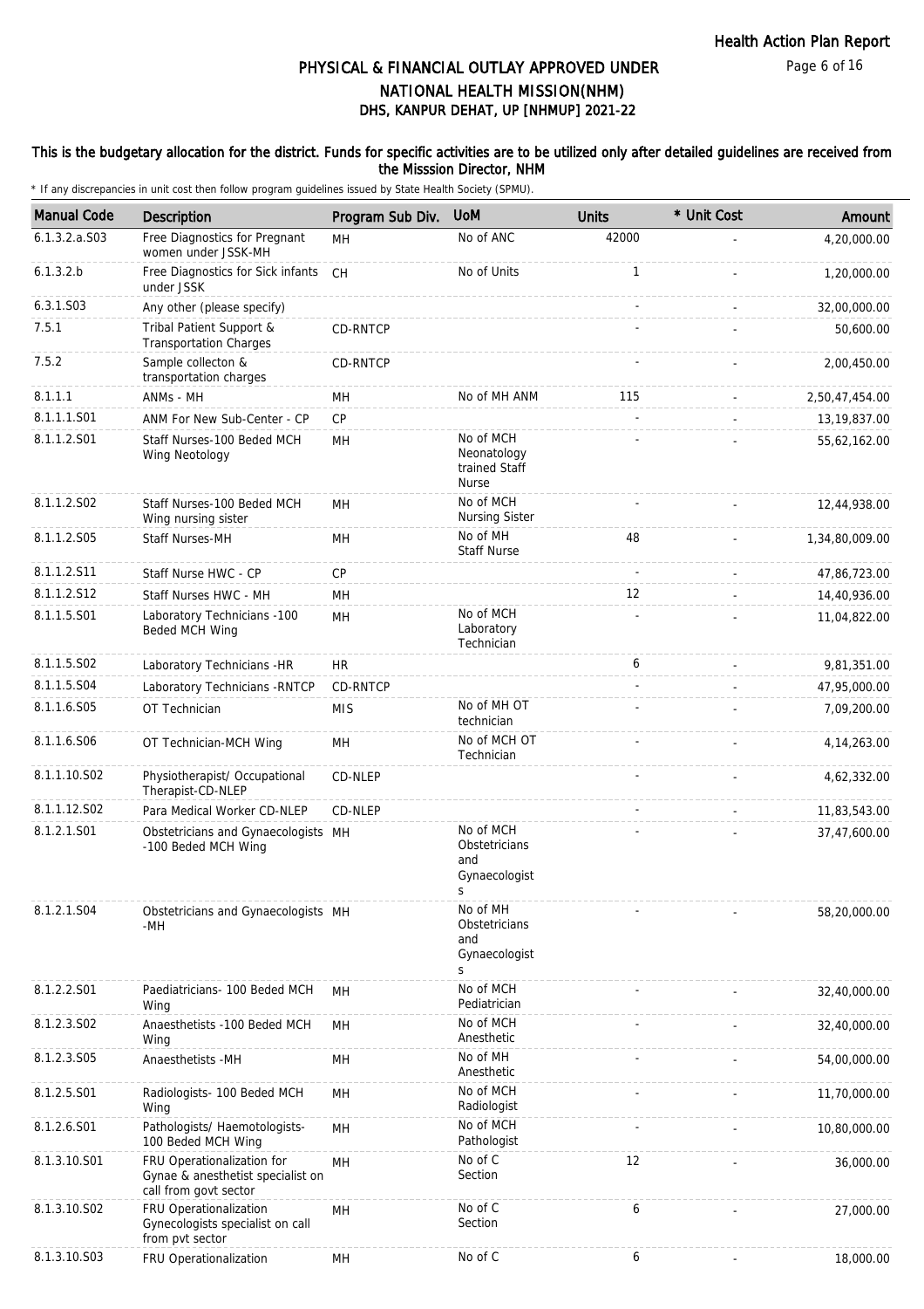# PHYSICAL & FINANCIAL OUTLAY APPROVED UNDER NATIONAL HEALTH MISSION(NHM)
## DHS, KANPUR DEHAT, UP [NHMUP] 2021-22

**This is the budgetary allocation for the district. Funds for specific activities are to be utilized only after detailed guidelines are received from the Misssion Director, NHM**

\* If any discrepancies in unit cost then follow program guidelines issued by State Health Society (SPMU).

| Manual Code | Description | Program Sub Div. | UoM | Units | * Unit Cost | Amount |
|---|---|---|---|---|---|---|
| 6.1.3.2.a.S03 | Free Diagnostics for Pregnant women under JSSK-MH | MH | No of ANC | 42000 | - | 4,20,000.00 |
| 6.1.3.2.b | Free Diagnostics for Sick infants under JSSK | CH | No of Units | 1 | - | 1,20,000.00 |
| 6.3.1.S03 | Any other (please specify) | | | - | - | 32,00,000.00 |
| 7.5.1 | Tribal Patient Support & Transportation Charges | CD-RNTCP | | - | - | 50,600.00 |
| 7.5.2 | Sample collecton & transportation charges | CD-RNTCP | | - | - | 2,00,450.00 |
| 8.1.1.1 | ANMs - MH | MH | No of MH ANM | 115 | - | 2,50,47,454.00 |
| 8.1.1.1.S01 | ANM For New Sub-Center - CP | CP | | - | - | 13,19,837.00 |
| 8.1.1.2.S01 | Staff Nurses-100 Beded MCH Wing Neotology | MH | No of MCH Neonatology trained Staff Nurse | - | - | 55,62,162.00 |
| 8.1.1.2.S02 | Staff Nurses-100 Beded MCH Wing nursing sister | MH | No of MCH Nursing Sister | - | - | 12,44,938.00 |
| 8.1.1.2.S05 | Staff Nurses-MH | MH | No of MH Staff Nurse | 48 | - | 1,34,80,009.00 |
| 8.1.1.2.S11 | Staff Nurse HWC - CP | CP | | - | - | 47,86,723.00 |
| 8.1.1.2.S12 | Staff Nurses HWC - MH | MH | | 12 | - | 14,40,936.00 |
| 8.1.1.5.S01 | Laboratory Technicians -100 Beded MCH Wing | MH | No of MCH Laboratory Technician | - | - | 11,04,822.00 |
| 8.1.1.5.S02 | Laboratory Technicians -HR | HR | | 6 | - | 9,81,351.00 |
| 8.1.1.5.S04 | Laboratory Technicians -RNTCP | CD-RNTCP | | - | - | 47,95,000.00 |
| 8.1.1.6.S05 | OT Technician | MIS | No of MH OT technician | - | - | 7,09,200.00 |
| 8.1.1.6.S06 | OT Technician-MCH Wing | MH | No of MCH OT Technician | - | - | 4,14,263.00 |
| 8.1.1.10.S02 | Physiotherapist/ Occupational Therapist-CD-NLEP | CD-NLEP | | - | - | 4,62,332.00 |
| 8.1.1.12.S02 | Para Medical Worker CD-NLEP | CD-NLEP | | - | - | 11,83,543.00 |
| 8.1.2.1.S01 | Obstetricians and Gynaecologists -100 Beded MCH Wing | MH | No of MCH Obstetricians and Gynaecologists | - | - | 37,47,600.00 |
| 8.1.2.1.S04 | Obstetricians and Gynaecologists -MH | MH | No of MH Obstetricians and Gynaecologists | - | - | 58,20,000.00 |
| 8.1.2.2.S01 | Paediatricians- 100 Beded MCH Wing | MH | No of MCH Pediatrician | - | - | 32,40,000.00 |
| 8.1.2.3.S02 | Anaesthetists -100 Beded MCH Wing | MH | No of MCH Anesthetic | - | - | 32,40,000.00 |
| 8.1.2.3.S05 | Anaesthetists -MH | MH | No of MH Anesthetic | - | - | 54,00,000.00 |
| 8.1.2.5.S01 | Radiologists- 100 Beded MCH Wing | MH | No of MCH Radiologist | - | - | 11,70,000.00 |
| 8.1.2.6.S01 | Pathologists/ Haemotologists- 100 Beded MCH Wing | MH | No of MCH Pathologist | - | - | 10,80,000.00 |
| 8.1.3.10.S01 | FRU Operationalization for Gynae & anesthetist specialist on call from govt sector | MH | No of C Section | 12 | - | 36,000.00 |
| 8.1.3.10.S02 | FRU Operationalization Gynecologists specialist on call from pvt sector | MH | No of C Section | 6 | - | 27,000.00 |
| 8.1.3.10.S03 | FRU Operationalization | MH | No of C | 6 | - | 18,000.00 |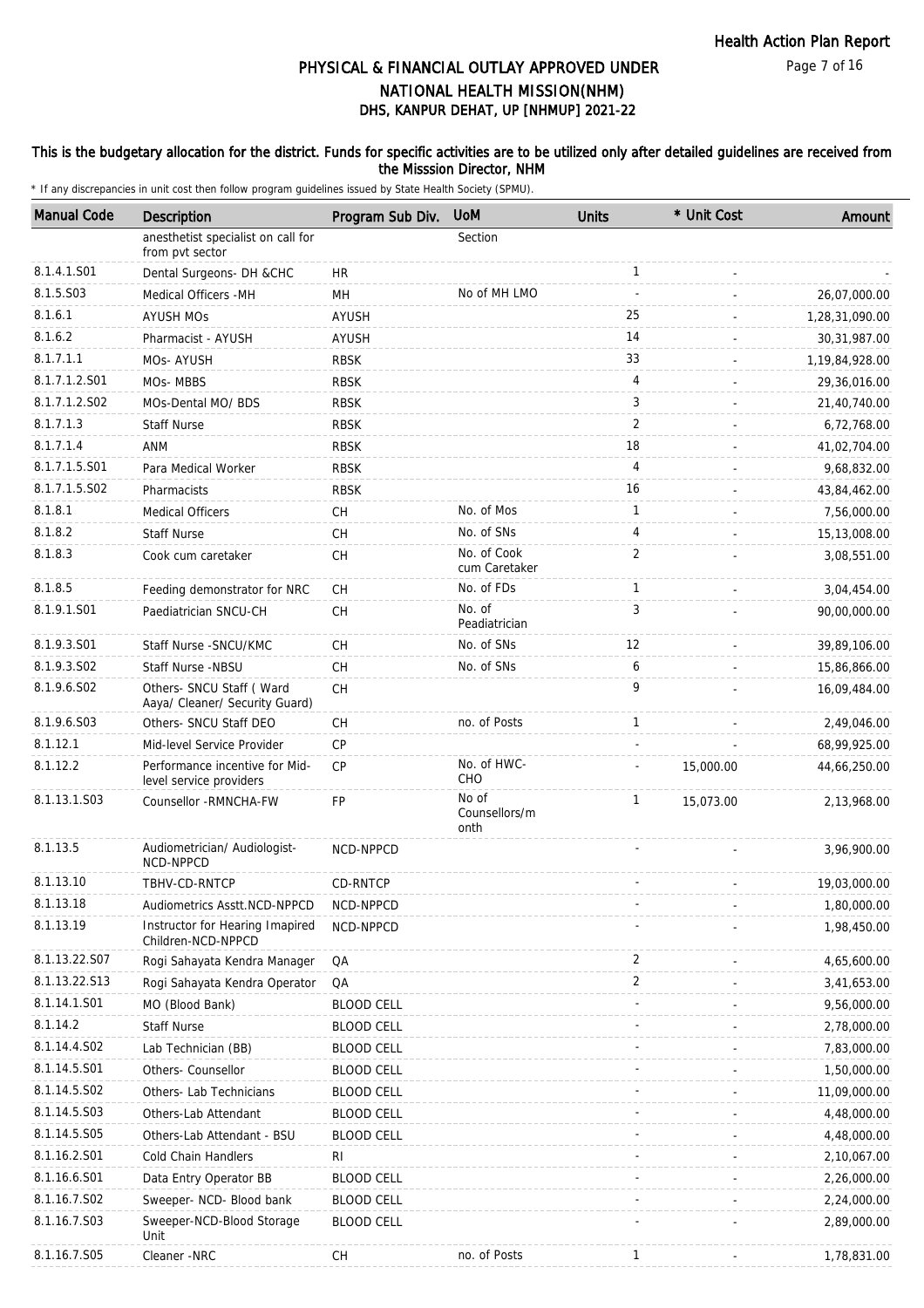# PHYSICAL & FINANCIAL OUTLAY APPROVED UNDER NATIONAL HEALTH MISSION(NHM)

## DHS, KANPUR DEHAT, UP [NHMUP] 2021-22

**This is the budgetary allocation for the district. Funds for specific activities are to be utilized only after detailed guidelines are received from the Misssion Director, NHM**

\* If any discrepancies in unit cost then follow program guidelines issued by State Health Society (SPMU).

| Manual Code | Description | Program Sub Div. | UoM | Units | * Unit Cost | Amount |
|---|---|---|---|---|---|---|
| | anesthetist specialist on call for from pvt sector | | Section | | | |
| 8.1.4.1.S01 | Dental Surgeons- DH &CHC | HR | | 1 | - | - |
| 8.1.5.S03 | Medical Officers -MH | MH | No of MH LMO | - | - | 26,07,000.00 |
| 8.1.6.1 | AYUSH MOs | AYUSH | | 25 | - | 1,28,31,090.00 |
| 8.1.6.2 | Pharmacist - AYUSH | AYUSH | | 14 | - | 30,31,987.00 |
| 8.1.7.1.1 | MOs- AYUSH | RBSK | | 33 | - | 1,19,84,928.00 |
| 8.1.7.1.2.S01 | MOs- MBBS | RBSK | | 4 | - | 29,36,016.00 |
| 8.1.7.1.2.S02 | MOs-Dental MO/ BDS | RBSK | | 3 | - | 21,40,740.00 |
| 8.1.7.1.3 | Staff Nurse | RBSK | | 2 | - | 6,72,768.00 |
| 8.1.7.1.4 | ANM | RBSK | | 18 | - | 41,02,704.00 |
| 8.1.7.1.5.S01 | Para Medical Worker | RBSK | | 4 | - | 9,68,832.00 |
| 8.1.7.1.5.S02 | Pharmacists | RBSK | | 16 | - | 43,84,462.00 |
| 8.1.8.1 | Medical Officers | CH | No. of Mos | 1 | - | 7,56,000.00 |
| 8.1.8.2 | Staff Nurse | CH | No. of SNs | 4 | - | 15,13,008.00 |
| 8.1.8.3 | Cook cum caretaker | CH | No. of Cook cum Caretaker | 2 | - | 3,08,551.00 |
| 8.1.8.5 | Feeding demonstrator for NRC | CH | No. of FDs | 1 | - | 3,04,454.00 |
| 8.1.9.1.S01 | Paediatrician SNCU-CH | CH | No. of Peadiatrician | 3 | - | 90,00,000.00 |
| 8.1.9.3.S01 | Staff Nurse -SNCU/KMC | CH | No. of SNs | 12 | - | 39,89,106.00 |
| 8.1.9.3.S02 | Staff Nurse -NBSU | CH | No. of SNs | 6 | - | 15,86,866.00 |
| 8.1.9.6.S02 | Others- SNCU Staff ( Ward Aaya/ Cleaner/ Security Guard) | CH | | 9 | - | 16,09,484.00 |
| 8.1.9.6.S03 | Others- SNCU Staff DEO | CH | no. of Posts | 1 | - | 2,49,046.00 |
| 8.1.12.1 | Mid-level Service Provider | CP | | - | - | 68,99,925.00 |
| 8.1.12.2 | Performance incentive for Mid-level service providers | CP | No. of HWC-CHO | - | 15,000.00 | 44,66,250.00 |
| 8.1.13.1.S03 | Counsellor -RMNCHA-FW | FP | No of Counsellors/month | 1 | 15,073.00 | 2,13,968.00 |
| 8.1.13.5 | Audiometrician/ Audiologist-NCD-NPPCD | NCD-NPPCD | | - | - | 3,96,900.00 |
| 8.1.13.10 | TBHV-CD-RNTCP | CD-RNTCP | | - | - | 19,03,000.00 |
| 8.1.13.18 | Audiometrics Asstt.NCD-NPPCD | NCD-NPPCD | | - | - | 1,80,000.00 |
| 8.1.13.19 | Instructor for Hearing Imapired Children-NCD-NPPCD | NCD-NPPCD | | - | - | 1,98,450.00 |
| 8.1.13.22.S07 | Rogi Sahayata Kendra Manager | QA | | 2 | - | 4,65,600.00 |
| 8.1.13.22.S13 | Rogi Sahayata Kendra Operator | QA | | 2 | - | 3,41,653.00 |
| 8.1.14.1.S01 | MO (Blood Bank) | BLOOD CELL | | - | - | 9,56,000.00 |
| 8.1.14.2 | Staff Nurse | BLOOD CELL | | - | - | 2,78,000.00 |
| 8.1.14.4.S02 | Lab Technician (BB) | BLOOD CELL | | - | - | 7,83,000.00 |
| 8.1.14.5.S01 | Others- Counsellor | BLOOD CELL | | - | - | 1,50,000.00 |
| 8.1.14.5.S02 | Others- Lab Technicians | BLOOD CELL | | - | - | 11,09,000.00 |
| 8.1.14.5.S03 | Others-Lab Attendant | BLOOD CELL | | - | - | 4,48,000.00 |
| 8.1.14.5.S05 | Others-Lab Attendant - BSU | BLOOD CELL | | - | - | 4,48,000.00 |
| 8.1.16.2.S01 | Cold Chain Handlers | RI | | - | - | 2,10,067.00 |
| 8.1.16.6.S01 | Data Entry Operator BB | BLOOD CELL | | - | - | 2,26,000.00 |
| 8.1.16.7.S02 | Sweeper- NCD- Blood bank | BLOOD CELL | | - | - | 2,24,000.00 |
| 8.1.16.7.S03 | Sweeper-NCD-Blood Storage Unit | BLOOD CELL | | - | - | 2,89,000.00 |
| 8.1.16.7.S05 | Cleaner -NRC | CH | no. of Posts | 1 | - | 1,78,831.00 |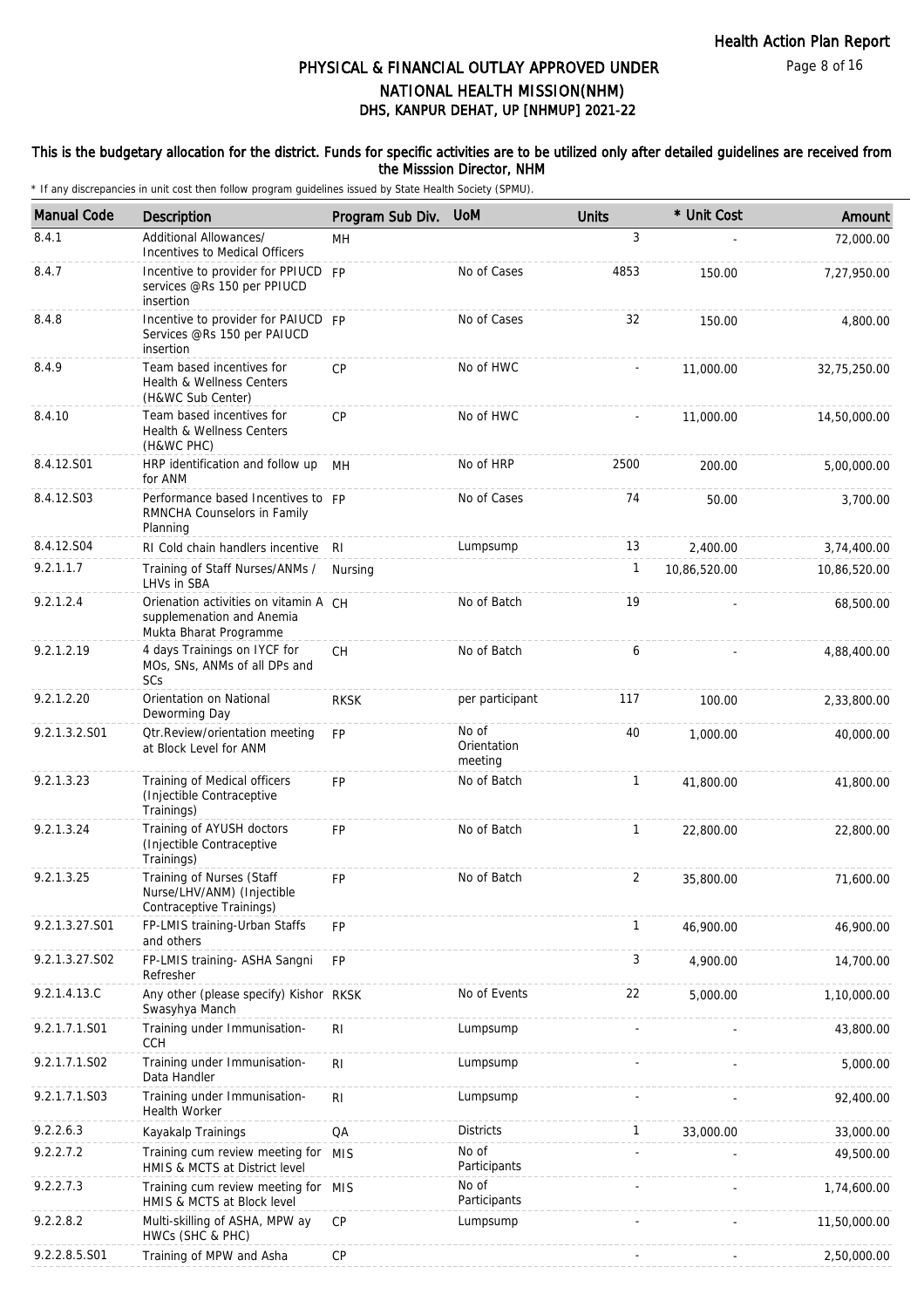# PHYSICAL & FINANCIAL OUTLAY APPROVED UNDER NATIONAL HEALTH MISSION(NHM)

## DHS, KANPUR DEHAT, UP [NHMUP] 2021-22

**This is the budgetary allocation for the district. Funds for specific activities are to be utilized only after detailed guidelines are received from the Misssion Director, NHM**

\* If any discrepancies in unit cost then follow program guidelines issued by State Health Society (SPMU).

| Manual Code | Description | Program Sub Div. | UoM | Units | * Unit Cost | Amount |
|---|---|---|---|---|---|---|
| 8.4.1 | Additional Allowances/ Incentives to Medical Officers | MH | | 3 | - | 72,000.00 |
| 8.4.7 | Incentive to provider for PPIUCD services @Rs 150 per PPIUCD insertion | FP | No of Cases | 4853 | 150.00 | 7,27,950.00 |
| 8.4.8 | Incentive to provider for PAIUCD Services @Rs 150 per PAIUCD insertion | FP | No of Cases | 32 | 150.00 | 4,800.00 |
| 8.4.9 | Team based incentives for Health & Wellness Centers (H&WC Sub Center) | CP | No of HWC | - | 11,000.00 | 32,75,250.00 |
| 8.4.10 | Team based incentives for Health & Wellness Centers (H&WC PHC) | CP | No of HWC | - | 11,000.00 | 14,50,000.00 |
| 8.4.12.S01 | HRP identification and follow up for ANM | MH | No of HRP | 2500 | 200.00 | 5,00,000.00 |
| 8.4.12.S03 | Performance based Incentives to RMNCHA Counselors in Family Planning | FP | No of Cases | 74 | 50.00 | 3,700.00 |
| 8.4.12.S04 | RI Cold chain handlers incentive | RI | Lumpsump | 13 | 2,400.00 | 3,74,400.00 |
| 9.2.1.1.7 | Training of Staff Nurses/ANMs / LHVs in SBA | Nursing | | 1 | 10,86,520.00 | 10,86,520.00 |
| 9.2.1.2.4 | Orienation activities on vitamin A supplemenation and Anemia Mukta Bharat Programme | CH | No of Batch | 19 | - | 68,500.00 |
| 9.2.1.2.19 | 4 days Trainings on IYCF for MOs, SNs, ANMs of all DPs and SCs | CH | No of Batch | 6 | - | 4,88,400.00 |
| 9.2.1.2.20 | Orientation on National Deworming Day | RKSK | per participant | 117 | 100.00 | 2,33,800.00 |
| 9.2.1.3.2.S01 | Qtr.Review/orientation meeting at Block Level for ANM | FP | No of Orientation meeting | 40 | 1,000.00 | 40,000.00 |
| 9.2.1.3.23 | Training of Medical officers (Injectible Contraceptive Trainings) | FP | No of Batch | 1 | 41,800.00 | 41,800.00 |
| 9.2.1.3.24 | Training of AYUSH doctors (Injectible Contraceptive Trainings) | FP | No of Batch | 1 | 22,800.00 | 22,800.00 |
| 9.2.1.3.25 | Training of Nurses (Staff Nurse/LHV/ANM) (Injectible Contraceptive Trainings) | FP | No of Batch | 2 | 35,800.00 | 71,600.00 |
| 9.2.1.3.27.S01 | FP-LMIS training-Urban Staffs and others | FP | | 1 | 46,900.00 | 46,900.00 |
| 9.2.1.3.27.S02 | FP-LMIS training- ASHA Sangni Refresher | FP | | 3 | 4,900.00 | 14,700.00 |
| 9.2.1.4.13.C | Any other (please specify) Kishor Swasyhya Manch | RKSK | No of Events | 22 | 5,000.00 | 1,10,000.00 |
| 9.2.1.7.1.S01 | Training under Immunisation-CCH | RI | Lumpsump | - | - | 43,800.00 |
| 9.2.1.7.1.S02 | Training under Immunisation-Data Handler | RI | Lumpsump | - | - | 5,000.00 |
| 9.2.1.7.1.S03 | Training under Immunisation-Health Worker | RI | Lumpsump | - | - | 92,400.00 |
| 9.2.2.6.3 | Kayakalp Trainings | QA | Districts | 1 | 33,000.00 | 33,000.00 |
| 9.2.2.7.2 | Training cum review meeting for HMIS & MCTS at District level | MIS | No of Participants | - | - | 49,500.00 |
| 9.2.2.7.3 | Training cum review meeting for HMIS & MCTS at Block level | MIS | No of Participants | - | - | 1,74,600.00 |
| 9.2.2.8.2 | Multi-skilling of ASHA, MPW ay HWCs (SHC & PHC) | CP | Lumpsump | - | - | 11,50,000.00 |
| 9.2.2.8.5.S01 | Training of MPW and Asha | CP | | - | - | 2,50,000.00 |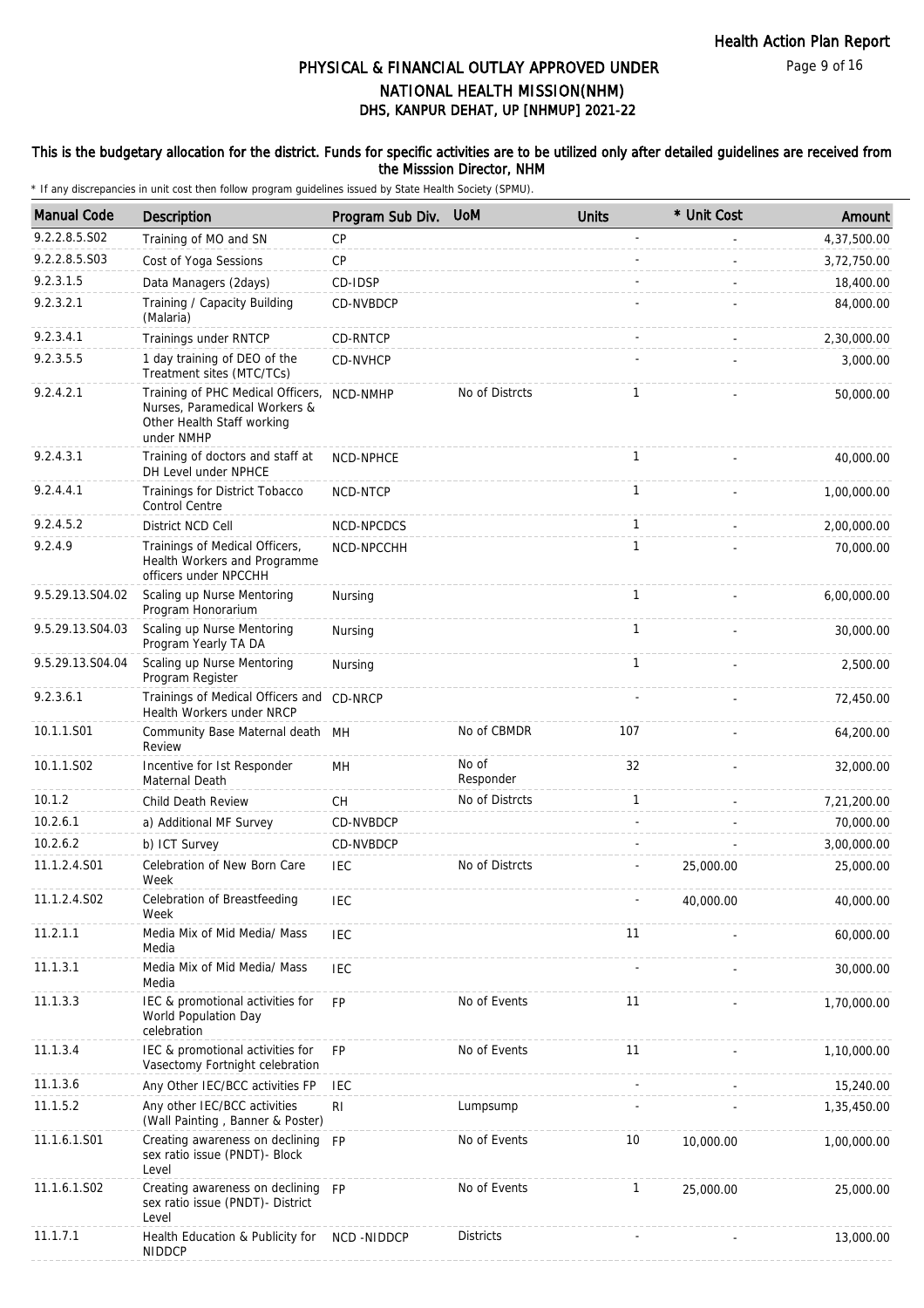# PHYSICAL & FINANCIAL OUTLAY APPROVED UNDER NATIONAL HEALTH MISSION(NHM)

## DHS, KANPUR DEHAT, UP [NHMUP] 2021-22

**This is the budgetary allocation for the district. Funds for specific activities are to be utilized only after detailed guidelines are received from the Misssion Director, NHM**

\* If any discrepancies in unit cost then follow program guidelines issued by State Health Society (SPMU).

| Manual Code | Description | Program Sub Div. | UoM | Units | * Unit Cost | Amount |
|---|---|---|---|---|---|---|
| 9.2.2.8.5.S02 | Training of MO and SN | CP | | - | - | 4,37,500.00 |
| 9.2.2.8.5.S03 | Cost of Yoga Sessions | CP | | - | - | 3,72,750.00 |
| 9.2.3.1.5 | Data Managers (2days) | CD-IDSP | | - | - | 18,400.00 |
| 9.2.3.2.1 | Training / Capacity Building (Malaria) | CD-NVBDCP | | - | - | 84,000.00 |
| 9.2.3.4.1 | Trainings under RNTCP | CD-RNTCP | | - | - | 2,30,000.00 |
| 9.2.3.5.5 | 1 day training of DEO of the Treatment sites (MTC/TCs) | CD-NVHCP | | - | - | 3,000.00 |
| 9.2.4.2.1 | Training of PHC Medical Officers, Nurses, Paramedical Workers & Other Health Staff working under NMHP | NCD-NMHP | No of Distrcts | 1 | - | 50,000.00 |
| 9.2.4.3.1 | Training of doctors and staff at DH Level under NPHCE | NCD-NPHCE | | 1 | - | 40,000.00 |
| 9.2.4.4.1 | Trainings for District Tobacco Control Centre | NCD-NTCP | | 1 | - | 1,00,000.00 |
| 9.2.4.5.2 | District NCD Cell | NCD-NPCDCS | | 1 | - | 2,00,000.00 |
| 9.2.4.9 | Trainings of Medical Officers, Health Workers and Programme officers under NPCCHH | NCD-NPCCHH | | 1 | - | 70,000.00 |
| 9.5.29.13.S04.02 | Scaling up Nurse Mentoring Program Honorarium | Nursing | | 1 | - | 6,00,000.00 |
| 9.5.29.13.S04.03 | Scaling up Nurse Mentoring Program Yearly TA DA | Nursing | | 1 | - | 30,000.00 |
| 9.5.29.13.S04.04 | Scaling up Nurse Mentoring Program Register | Nursing | | 1 | - | 2,500.00 |
| 9.2.3.6.1 | Trainings of Medical Officers and Health Workers under NRCP | CD-NRCP | | - | - | 72,450.00 |
| 10.1.1.S01 | Community Base Maternal death Review | MH | No of CBMDR | 107 | - | 64,200.00 |
| 10.1.1.S02 | Incentive for Ist Responder Maternal Death | MH | No of Responder | 32 | - | 32,000.00 |
| 10.1.2 | Child Death Review | CH | No of Distrcts | 1 | - | 7,21,200.00 |
| 10.2.6.1 | a) Additional MF Survey | CD-NVBDCP | | - | - | 70,000.00 |
| 10.2.6.2 | b) ICT Survey | CD-NVBDCP | | - | - | 3,00,000.00 |
| 11.1.2.4.S01 | Celebration of New Born Care Week | IEC | No of Distrcts | - | 25,000.00 | 25,000.00 |
| 11.1.2.4.S02 | Celebration of Breastfeeding Week | IEC | | - | 40,000.00 | 40,000.00 |
| 11.2.1.1 | Media Mix of Mid Media/ Mass Media | IEC | | 11 | - | 60,000.00 |
| 11.1.3.1 | Media Mix of Mid Media/ Mass Media | IEC | | - | - | 30,000.00 |
| 11.1.3.3 | IEC & promotional activities for World Population Day celebration | FP | No of Events | 11 | - | 1,70,000.00 |
| 11.1.3.4 | IEC & promotional activities for Vasectomy Fortnight celebration | FP | No of Events | 11 | - | 1,10,000.00 |
| 11.1.3.6 | Any Other IEC/BCC activities FP | IEC | | - | - | 15,240.00 |
| 11.1.5.2 | Any other IEC/BCC activities (Wall Painting , Banner & Poster) | RI | Lumpsump | - | - | 1,35,450.00 |
| 11.1.6.1.S01 | Creating awareness on declining sex ratio issue (PNDT)- Block Level | FP | No of Events | 10 | 10,000.00 | 1,00,000.00 |
| 11.1.6.1.S02 | Creating awareness on declining sex ratio issue (PNDT)- District Level | FP | No of Events | 1 | 25,000.00 | 25,000.00 |
| 11.1.7.1 | Health Education & Publicity for NIDDCP | NCD -NIDDCP | Districts | - | - | 13,000.00 |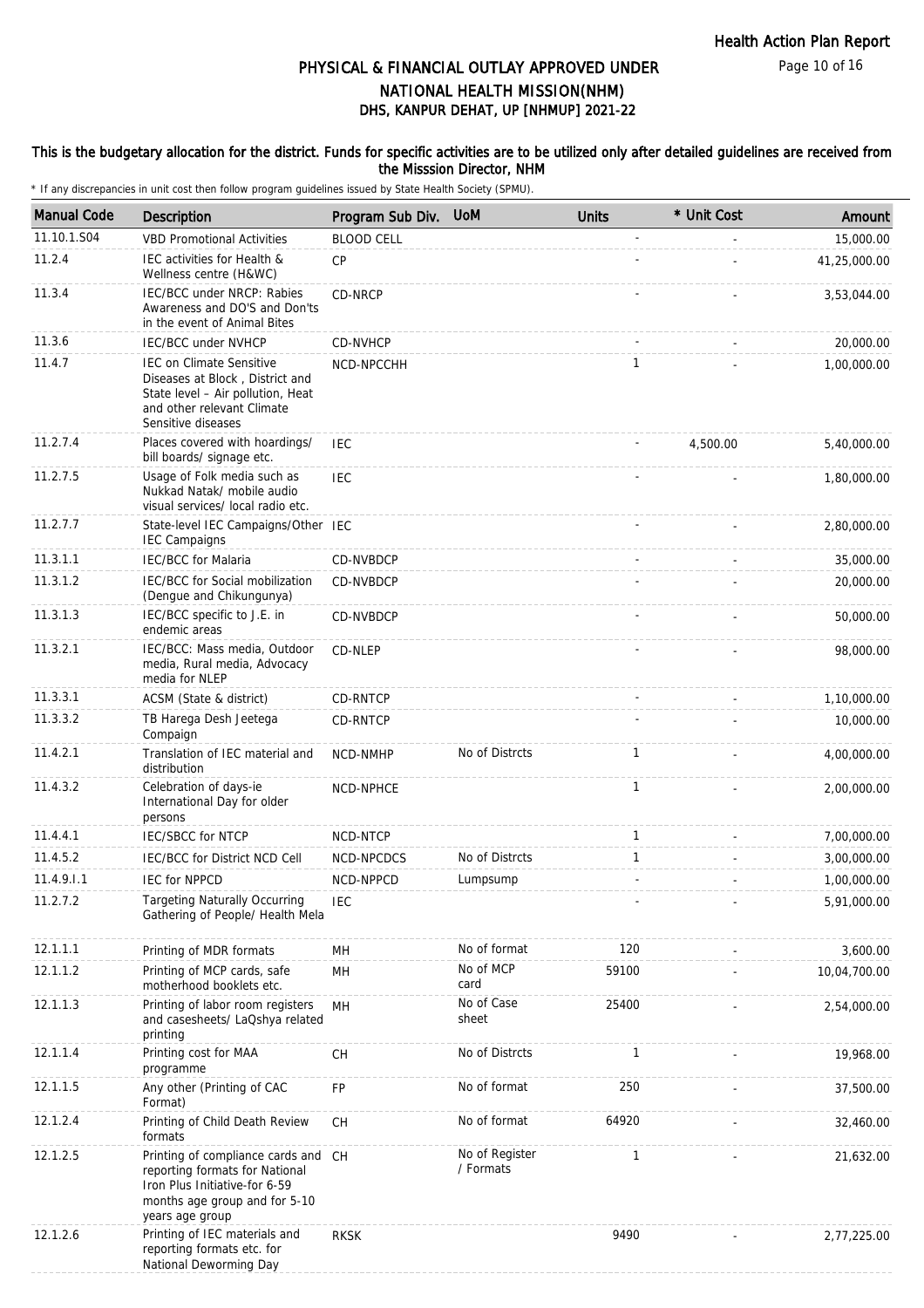# PHYSICAL & FINANCIAL OUTLAY APPROVED UNDER NATIONAL HEALTH MISSION(NHM)

## DHS, KANPUR DEHAT, UP [NHMUP] 2021-22

**This is the budgetary allocation for the district. Funds for specific activities are to be utilized only after detailed guidelines are received from the Misssion Director, NHM**

\* If any discrepancies in unit cost then follow program guidelines issued by State Health Society (SPMU).

| Manual Code | Description | Program Sub Div. | UoM | Units | * Unit Cost | Amount |
|---|---|---|---|---|---|---|
| 11.10.1.S04 | VBD Promotional Activities | BLOOD CELL | | - | - | 15,000.00 |
| 11.2.4 | IEC activities for Health & Wellness centre (H&WC) | CP | | - | - | 41,25,000.00 |
| 11.3.4 | IEC/BCC under NRCP: Rabies Awareness and DO'S and Don'ts in the event of Animal Bites | CD-NRCP | | - | - | 3,53,044.00 |
| 11.3.6 | IEC/BCC under NVHCP | CD-NVHCP | | - | - | 20,000.00 |
| 11.4.7 | IEC on Climate Sensitive Diseases at Block , District and State level – Air pollution, Heat and other relevant Climate Sensitive diseases | NCD-NPCCHH | | 1 | - | 1,00,000.00 |
| 11.2.7.4 | Places covered with hoardings/ bill boards/ signage etc. | IEC | | - | 4,500.00 | 5,40,000.00 |
| 11.2.7.5 | Usage of Folk media such as Nukkad Natak/ mobile audio visual services/ local radio etc. | IEC | | - | - | 1,80,000.00 |
| 11.2.7.7 | State-level IEC Campaigns/Other IEC Campaigns | IEC | | - | - | 2,80,000.00 |
| 11.3.1.1 | IEC/BCC for Malaria | CD-NVBDCP | | - | - | 35,000.00 |
| 11.3.1.2 | IEC/BCC for Social mobilization (Dengue and Chikungunya) | CD-NVBDCP | | - | - | 20,000.00 |
| 11.3.1.3 | IEC/BCC specific to J.E. in endemic areas | CD-NVBDCP | | - | - | 50,000.00 |
| 11.3.2.1 | IEC/BCC: Mass media, Outdoor media, Rural media, Advocacy media for NLEP | CD-NLEP | | - | - | 98,000.00 |
| 11.3.3.1 | ACSM (State & district) | CD-RNTCP | | - | - | 1,10,000.00 |
| 11.3.3.2 | TB Harega Desh Jeetega Compaign | CD-RNTCP | | - | - | 10,000.00 |
| 11.4.2.1 | Translation of IEC material and distribution | NCD-NMHP | No of Distrcts | 1 | - | 4,00,000.00 |
| 11.4.3.2 | Celebration of days-ie International Day for older persons | NCD-NPHCE | | 1 | - | 2,00,000.00 |
| 11.4.4.1 | IEC/SBCC for NTCP | NCD-NTCP | | 1 | - | 7,00,000.00 |
| 11.4.5.2 | IEC/BCC for District NCD Cell | NCD-NPCDCS | No of Distrcts | 1 | - | 3,00,000.00 |
| 11.4.9.I.1 | IEC for NPPCD | NCD-NPPCD | Lumpsump | - | - | 1,00,000.00 |
| 11.2.7.2 | Targeting Naturally Occurring Gathering of People/ Health Mela | IEC | | - | - | 5,91,000.00 |
| 12.1.1.1 | Printing of MDR formats | MH | No of format | 120 | - | 3,600.00 |
| 12.1.1.2 | Printing of MCP cards, safe motherhood booklets etc. | MH | No of MCP card | 59100 | - | 10,04,700.00 |
| 12.1.1.3 | Printing of labor room registers and casesheets/ LaQshya related printing | MH | No of Case sheet | 25400 | - | 2,54,000.00 |
| 12.1.1.4 | Printing cost for MAA programme | CH | No of Distrcts | 1 | - | 19,968.00 |
| 12.1.1.5 | Any other (Printing of CAC Format) | FP | No of format | 250 | - | 37,500.00 |
| 12.1.2.4 | Printing of Child Death Review formats | CH | No of format | 64920 | - | 32,460.00 |
| 12.1.2.5 | Printing of compliance cards and reporting formats for National Iron Plus Initiative-for 6-59 months age group and for 5-10 years age group | CH | No of Register / Formats | 1 | - | 21,632.00 |
| 12.1.2.6 | Printing of IEC materials and reporting formats etc. for National Deworming Day | RKSK | | 9490 | - | 2,77,225.00 |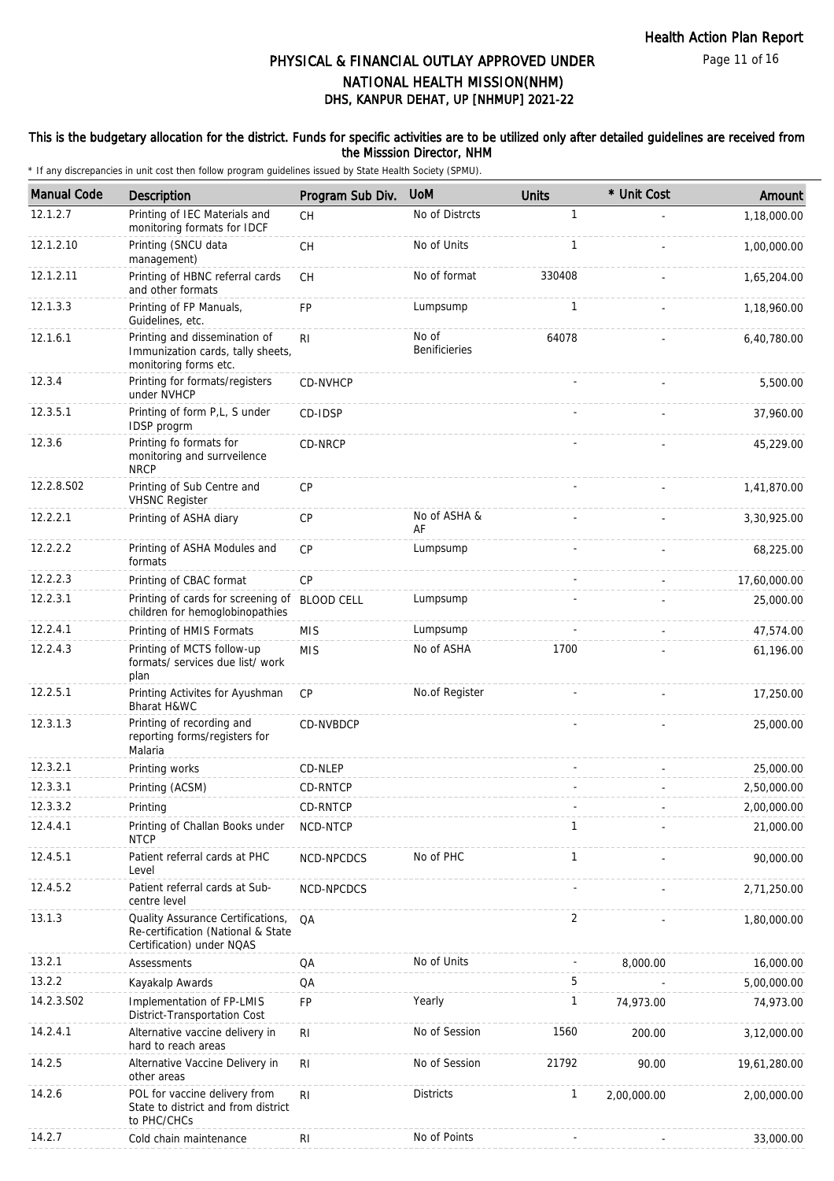# PHYSICAL & FINANCIAL OUTLAY APPROVED UNDER NATIONAL HEALTH MISSION(NHM)

## DHS, KANPUR DEHAT, UP [NHMUP] 2021-22

**This is the budgetary allocation for the district. Funds for specific activities are to be utilized only after detailed guidelines are received from the Misssion Director, NHM**

\* If any discrepancies in unit cost then follow program guidelines issued by State Health Society (SPMU).

| Manual Code | Description | Program Sub Div. | UoM | Units | * Unit Cost | Amount |
|---|---|---|---|---|---|---|
| 12.1.2.7 | Printing of IEC Materials and monitoring formats for IDCF | CH | No of Distrcts | 1 | - | 1,18,000.00 |
| 12.1.2.10 | Printing (SNCU data management) | CH | No of Units | 1 | - | 1,00,000.00 |
| 12.1.2.11 | Printing of HBNC referral cards and other formats | CH | No of format | 330408 | - | 1,65,204.00 |
| 12.1.3.3 | Printing of FP Manuals, Guidelines, etc. | FP | Lumpsump | 1 | - | 1,18,960.00 |
| 12.1.6.1 | Printing and dissemination of Immunization cards, tally sheets, monitoring forms etc. | RI | No of Benificieries | 64078 | - | 6,40,780.00 |
| 12.3.4 | Printing for formats/registers under NVHCP | CD-NVHCP | | - | - | 5,500.00 |
| 12.3.5.1 | Printing of form P,L, S under IDSP progrm | CD-IDSP | | - | - | 37,960.00 |
| 12.3.6 | Printing fo formats for monitoring and surrveilence NRCP | CD-NRCP | | - | - | 45,229.00 |
| 12.2.8.S02 | Printing of Sub Centre and VHSNC Register | CP | | - | - | 1,41,870.00 |
| 12.2.2.1 | Printing of ASHA diary | CP | No of ASHA & AF | - | - | 3,30,925.00 |
| 12.2.2.2 | Printing of ASHA Modules and formats | CP | Lumpsump | - | - | 68,225.00 |
| 12.2.2.3 | Printing of CBAC format | CP | | - | - | 17,60,000.00 |
| 12.2.3.1 | Printing of cards for screening of children for hemoglobinopathies | BLOOD CELL | Lumpsump | - | - | 25,000.00 |
| 12.2.4.1 | Printing of HMIS Formats | MIS | Lumpsump | - | - | 47,574.00 |
| 12.2.4.3 | Printing of MCTS follow-up formats/ services due list/ work plan | MIS | No of ASHA | 1700 | - | 61,196.00 |
| 12.2.5.1 | Printing Activites for Ayushman Bharat H&WC | CP | No.of Register | - | - | 17,250.00 |
| 12.3.1.3 | Printing of recording and reporting forms/registers for Malaria | CD-NVBDCP | | - | - | 25,000.00 |
| 12.3.2.1 | Printing works | CD-NLEP | | - | - | 25,000.00 |
| 12.3.3.1 | Printing (ACSM) | CD-RNTCP | | - | - | 2,50,000.00 |
| 12.3.3.2 | Printing | CD-RNTCP | | - | - | 2,00,000.00 |
| 12.4.4.1 | Printing of Challan Books under NTCP | NCD-NTCP | | 1 | - | 21,000.00 |
| 12.4.5.1 | Patient referral cards at PHC Level | NCD-NPCDCS | No of PHC | 1 | - | 90,000.00 |
| 12.4.5.2 | Patient referral cards at Sub-centre level | NCD-NPCDCS | | - | - | 2,71,250.00 |
| 13.1.3 | Quality Assurance Certifications, Re-certification (National & State Certification) under NQAS | QA | | 2 | - | 1,80,000.00 |
| 13.2.1 | Assessments | QA | No of Units | - | 8,000.00 | 16,000.00 |
| 13.2.2 | Kayakalp Awards | QA | | 5 | - | 5,00,000.00 |
| 14.2.3.S02 | Implementation of FP-LMIS District-Transportation Cost | FP | Yearly | 1 | 74,973.00 | 74,973.00 |
| 14.2.4.1 | Alternative vaccine delivery in hard to reach areas | RI | No of Session | 1560 | 200.00 | 3,12,000.00 |
| 14.2.5 | Alternative Vaccine Delivery in other areas | RI | No of Session | 21792 | 90.00 | 19,61,280.00 |
| 14.2.6 | POL for vaccine delivery from State to district and from district to PHC/CHCs | RI | Districts | 1 | 2,00,000.00 | 2,00,000.00 |
| 14.2.7 | Cold chain maintenance | RI | No of Points | - | - | 33,000.00 |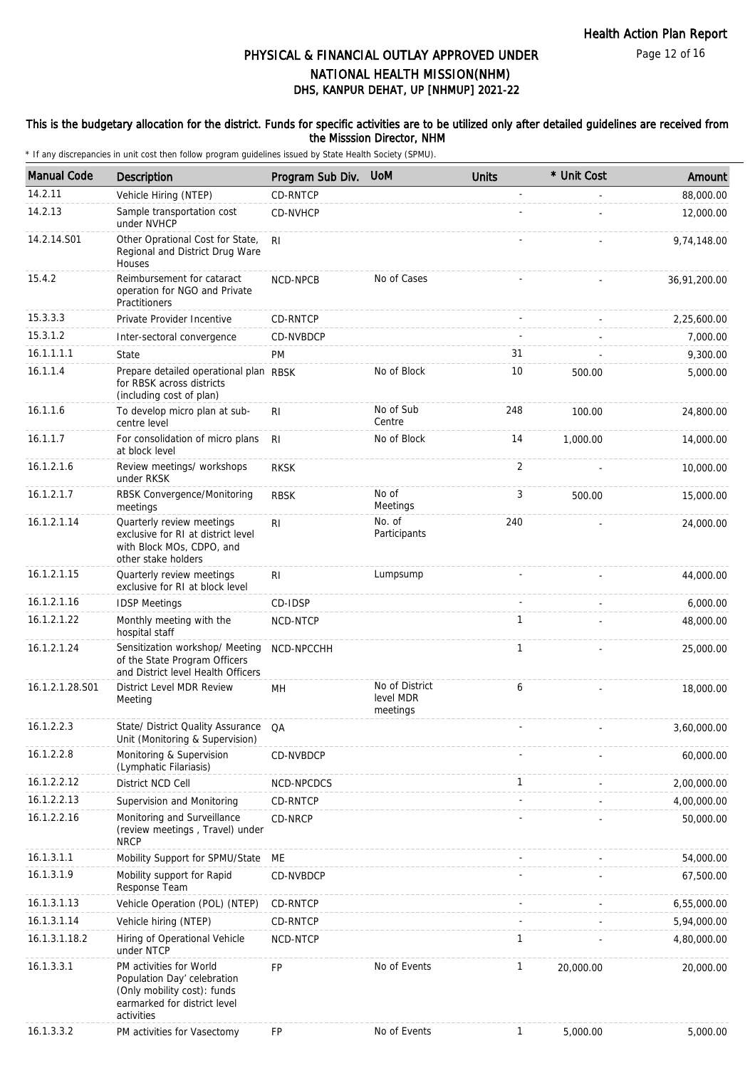# PHYSICAL & FINANCIAL OUTLAY APPROVED UNDER NATIONAL HEALTH MISSION(NHM)
## DHS, KANPUR DEHAT, UP [NHMUP] 2021-22

### This is the budgetary allocation for the district. Funds for specific activities are to be utilized only after detailed guidelines are received from the Misssion Director, NHM

\* If any discrepancies in unit cost then follow program guidelines issued by State Health Society (SPMU).

| Manual Code | Description | Program Sub Div. | UoM | Units | * Unit Cost | Amount |
|---|---|---|---|---|---|---|
| 14.2.11 | Vehicle Hiring (NTEP) | CD-RNTCP | | - | - | 88,000.00 |
| 14.2.13 | Sample transportation cost under NVHCP | CD-NVHCP | | - | - | 12,000.00 |
| 14.2.14.S01 | Other Oprational Cost for State, Regional and District Drug Ware Houses | RI | | - | - | 9,74,148.00 |
| 15.4.2 | Reimbursement for cataract operation for NGO and Private Practitioners | NCD-NPCB | No of Cases | - | - | 36,91,200.00 |
| 15.3.3.3 | Private Provider Incentive | CD-RNTCP | | - | - | 2,25,600.00 |
| 15.3.1.2 | Inter-sectoral convergence | CD-NVBDCP | | - | - | 7,000.00 |
| 16.1.1.1.1 | State | PM | | 31 | - | 9,300.00 |
| 16.1.1.4 | Prepare detailed operational plan for RBSK across districts (including cost of plan) | RBSK | No of Block | 10 | 500.00 | 5,000.00 |
| 16.1.1.6 | To develop micro plan at sub-centre level | RI | No of Sub Centre | 248 | 100.00 | 24,800.00 |
| 16.1.1.7 | For consolidation of micro plans at block level | RI | No of Block | 14 | 1,000.00 | 14,000.00 |
| 16.1.2.1.6 | Review meetings/ workshops under RKSK | RKSK | | 2 | - | 10,000.00 |
| 16.1.2.1.7 | RBSK Convergence/Monitoring meetings | RBSK | No of Meetings | 3 | 500.00 | 15,000.00 |
| 16.1.2.1.14 | Quarterly review meetings exclusive for RI at district level with Block MOs, CDPO, and other stake holders | RI | No. of Participants | 240 | - | 24,000.00 |
| 16.1.2.1.15 | Quarterly review meetings exclusive for RI at block level | RI | Lumpsump | - | - | 44,000.00 |
| 16.1.2.1.16 | IDSP Meetings | CD-IDSP | | - | - | 6,000.00 |
| 16.1.2.1.22 | Monthly meeting with the hospital staff | NCD-NTCP | | 1 | - | 48,000.00 |
| 16.1.2.1.24 | Sensitization workshop/ Meeting of the State Program Officers and District level Health Officers | NCD-NPCCHH | | 1 | - | 25,000.00 |
| 16.1.2.1.28.S01 | District Level MDR Review Meeting | MH | No of District level MDR meetings | 6 | - | 18,000.00 |
| 16.1.2.2.3 | State/ District Quality Assurance Unit (Monitoring & Supervision) | QA | | - | - | 3,60,000.00 |
| 16.1.2.2.8 | Monitoring & Supervision (Lymphatic Filariasis) | CD-NVBDCP | | - | - | 60,000.00 |
| 16.1.2.2.12 | District NCD Cell | NCD-NPCDCS | | 1 | - | 2,00,000.00 |
| 16.1.2.2.13 | Supervision and Monitoring | CD-RNTCP | | - | - | 4,00,000.00 |
| 16.1.2.2.16 | Monitoring and Surveillance (review meetings , Travel) under NRCP | CD-NRCP | | - | - | 50,000.00 |
| 16.1.3.1.1 | Mobility Support for SPMU/State | ME | | - | - | 54,000.00 |
| 16.1.3.1.9 | Mobility support for Rapid Response Team | CD-NVBDCP | | - | - | 67,500.00 |
| 16.1.3.1.13 | Vehicle Operation (POL) (NTEP) | CD-RNTCP | | - | - | 6,55,000.00 |
| 16.1.3.1.14 | Vehicle hiring (NTEP) | CD-RNTCP | | - | - | 5,94,000.00 |
| 16.1.3.1.18.2 | Hiring of Operational Vehicle under NTCP | NCD-NTCP | | 1 | - | 4,80,000.00 |
| 16.1.3.3.1 | PM activities for World Population Day' celebration (Only mobility cost): funds earmarked for district level activities | FP | No of Events | 1 | 20,000.00 | 20,000.00 |
| 16.1.3.3.2 | PM activities for Vasectomy | FP | No of Events | 1 | 5,000.00 | 5,000.00 |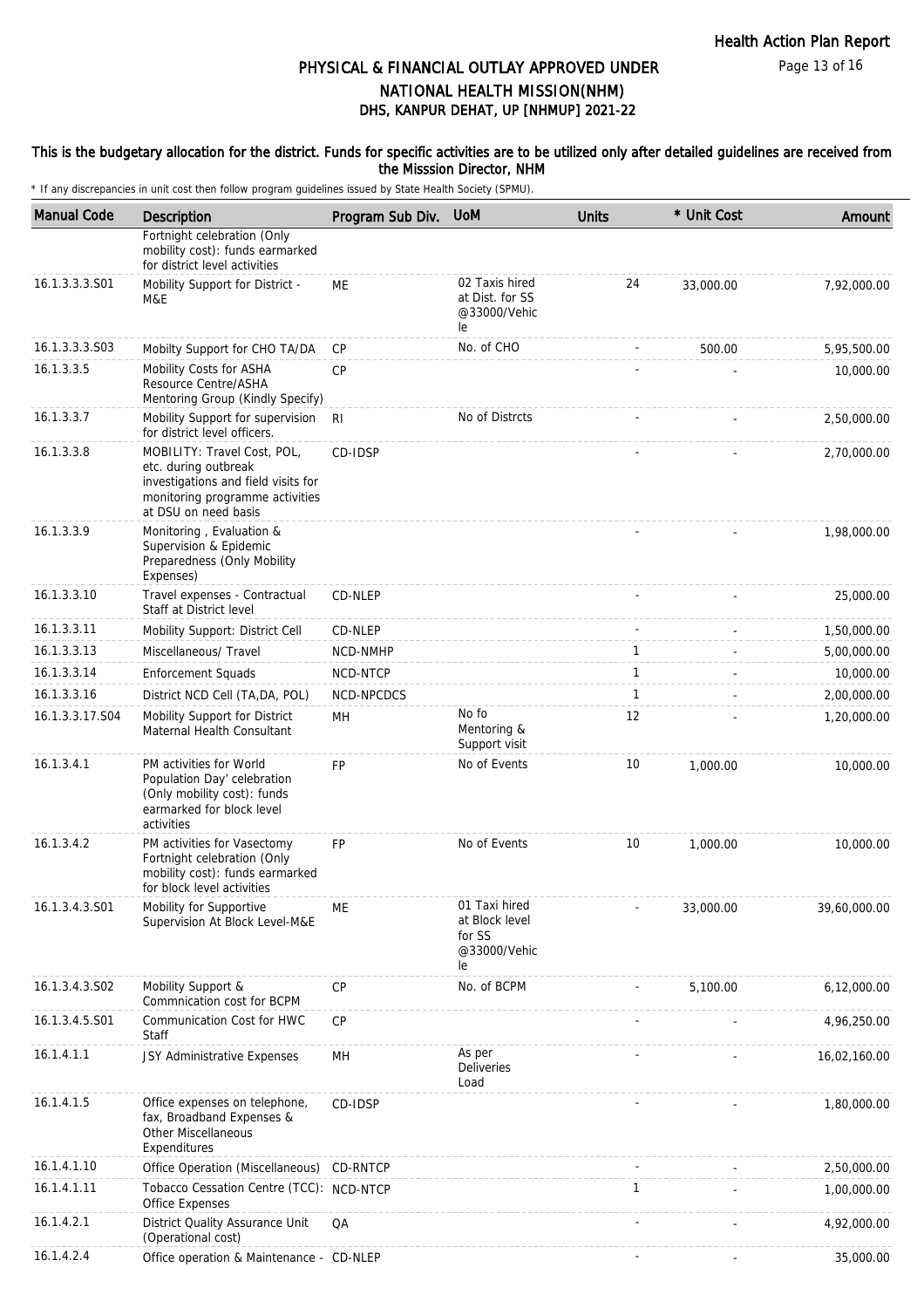# PHYSICAL & FINANCIAL OUTLAY APPROVED UNDER NATIONAL HEALTH MISSION(NHM)

## DHS, KANPUR DEHAT, UP [NHMUP] 2021-22

### This is the budgetary allocation for the district. Funds for specific activities are to be utilized only after detailed guidelines are received from the Misssion Director, NHM

* If any discrepancies in unit cost then follow program guidelines issued by State Health Society (SPMU).

| Manual Code | Description | Program Sub Div. | UoM | Units | * Unit Cost | Amount |
|---|---|---|---|---|---|---|
| | Fortnight celebration (Only mobility cost): funds earmarked for district level activities | | | | | |
| 16.1.3.3.3.S01 | Mobility Support for District - M&E | ME | 02 Taxis hired at Dist. for SS @33000/Vehicle | 24 | 33,000.00 | 7,92,000.00 |
| 16.1.3.3.3.S03 | Mobilty Support for CHO TA/DA | CP | No. of CHO | - | 500.00 | 5,95,500.00 |
| 16.1.3.3.5 | Mobility Costs for ASHA Resource Centre/ASHA Mentoring Group (Kindly Specify) | CP | | - | - | 10,000.00 |
| 16.1.3.3.7 | Mobility Support for supervision for district level officers. | RI | No of Distrcts | - | - | 2,50,000.00 |
| 16.1.3.3.8 | MOBILITY: Travel Cost, POL, etc. during outbreak investigations and field visits for monitoring programme activities at DSU on need basis | CD-IDSP | | - | - | 2,70,000.00 |
| 16.1.3.3.9 | Monitoring , Evaluation & Supervision & Epidemic Preparedness (Only Mobility Expenses) | | | - | - | 1,98,000.00 |
| 16.1.3.3.10 | Travel expenses - Contractual Staff at District level | CD-NLEP | | - | - | 25,000.00 |
| 16.1.3.3.11 | Mobility Support: District Cell | CD-NLEP | | - | - | 1,50,000.00 |
| 16.1.3.3.13 | Miscellaneous/ Travel | NCD-NMHP | | 1 | - | 5,00,000.00 |
| 16.1.3.3.14 | Enforcement Squads | NCD-NTCP | | 1 | - | 10,000.00 |
| 16.1.3.3.16 | District NCD Cell (TA,DA, POL) | NCD-NPCDCS | | 1 | - | 2,00,000.00 |
| 16.1.3.3.17.S04 | Mobility Support for District Maternal Health Consultant | MH | No fo Mentoring & Support visit | 12 | - | 1,20,000.00 |
| 16.1.3.4.1 | PM activities for World Population Day' celebration (Only mobility cost): funds earmarked for block level activities | FP | No of Events | 10 | 1,000.00 | 10,000.00 |
| 16.1.3.4.2 | PM activities for Vasectomy Fortnight celebration (Only mobility cost): funds earmarked for block level activities | FP | No of Events | 10 | 1,000.00 | 10,000.00 |
| 16.1.3.4.3.S01 | Mobility for Supportive Supervision At Block Level-M&E | ME | 01 Taxi hired at Block level for SS @33000/Vehicle | - | 33,000.00 | 39,60,000.00 |
| 16.1.3.4.3.S02 | Mobility Support & Commnication cost for BCPM | CP | No. of BCPM | - | 5,100.00 | 6,12,000.00 |
| 16.1.3.4.5.S01 | Communication Cost for HWC Staff | CP | | - | - | 4,96,250.00 |
| 16.1.4.1.1 | JSY Administrative Expenses | MH | As per Deliveries Load | - | - | 16,02,160.00 |
| 16.1.4.1.5 | Office expenses on telephone, fax, Broadband Expenses & Other Miscellaneous Expenditures | CD-IDSP | | - | - | 1,80,000.00 |
| 16.1.4.1.10 | Office Operation (Miscellaneous) | CD-RNTCP | | - | - | 2,50,000.00 |
| 16.1.4.1.11 | Tobacco Cessation Centre (TCC): Office Expenses | NCD-NTCP | | 1 | - | 1,00,000.00 |
| 16.1.4.2.1 | District Quality Assurance Unit (Operational cost) | QA | | - | - | 4,92,000.00 |
| 16.1.4.2.4 | Office operation & Maintenance - | CD-NLEP | | - | - | 35,000.00 |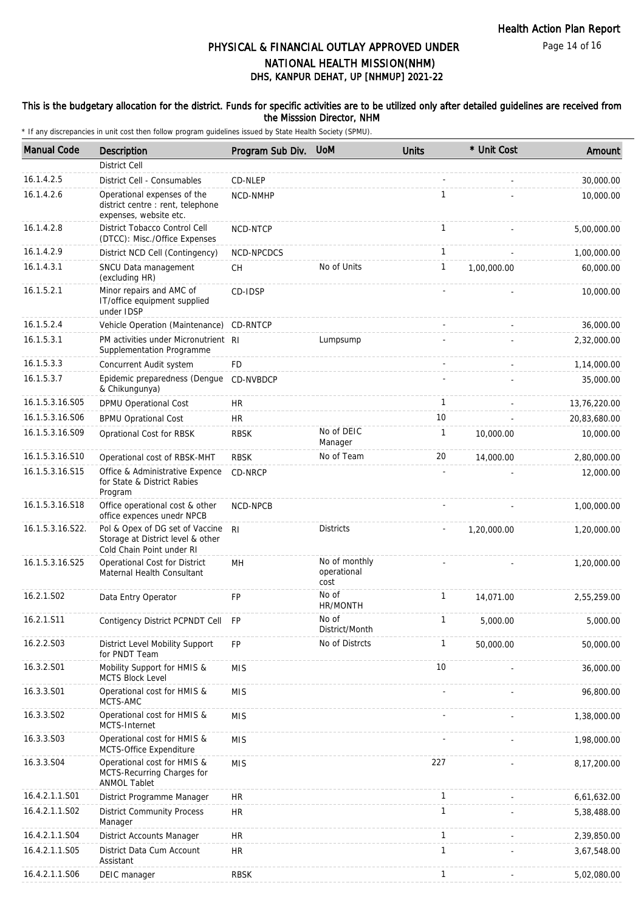# PHYSICAL & FINANCIAL OUTLAY APPROVED UNDER NATIONAL HEALTH MISSION(NHM)

## DHS, KANPUR DEHAT, UP [NHMUP] 2021-22

**This is the budgetary allocation for the district. Funds for specific activities are to be utilized only after detailed guidelines are received from the Misssion Director, NHM**

\* If any discrepancies in unit cost then follow program guidelines issued by State Health Society (SPMU).

| Manual Code | Description | Program Sub Div. | UoM | Units | * Unit Cost | Amount |
|---|---|---|---|---|---|---|
| | District Cell | | | | | |
| 16.1.4.2.5 | District Cell - Consumables | CD-NLEP | | - | - | 30,000.00 |
| 16.1.4.2.6 | Operational expenses of the district centre : rent, telephone expenses, website etc. | NCD-NMHP | | 1 | - | 10,000.00 |
| 16.1.4.2.8 | District Tobacco Control Cell (DTCC): Misc./Office Expenses | NCD-NTCP | | 1 | - | 5,00,000.00 |
| 16.1.4.2.9 | District NCD Cell (Contingency) | NCD-NPCDCS | | 1 | - | 1,00,000.00 |
| 16.1.4.3.1 | SNCU Data management (excluding HR) | CH | No of Units | 1 | 1,00,000.00 | 60,000.00 |
| 16.1.5.2.1 | Minor repairs and AMC of IT/office equipment supplied under IDSP | CD-IDSP | | - | - | 10,000.00 |
| 16.1.5.2.4 | Vehicle Operation (Maintenance) | CD-RNTCP | | - | - | 36,000.00 |
| 16.1.5.3.1 | PM activities under Micronutrient Supplementation Programme | RI | Lumpsump | - | - | 2,32,000.00 |
| 16.1.5.3.3 | Concurrent Audit system | FD | | - | - | 1,14,000.00 |
| 16.1.5.3.7 | Epidemic preparedness (Dengue & Chikungunya) | CD-NVBDCP | | - | - | 35,000.00 |
| 16.1.5.3.16.S05 | DPMU Operational Cost | HR | | 1 | - | 13,76,220.00 |
| 16.1.5.3.16.S06 | BPMU Oprational Cost | HR | | 10 | - | 20,83,680.00 |
| 16.1.5.3.16.S09 | Oprational Cost for RBSK | RBSK | No of DEIC Manager | 1 | 10,000.00 | 10,000.00 |
| 16.1.5.3.16.S10 | Operational cost of RBSK-MHT | RBSK | No of Team | 20 | 14,000.00 | 2,80,000.00 |
| 16.1.5.3.16.S15 | Office & Administrative Expence for State & District Rabies Program | CD-NRCP | | - | - | 12,000.00 |
| 16.1.5.3.16.S18 | Office operational cost & other office expences unedr NPCB | NCD-NPCB | | - | - | 1,00,000.00 |
| 16.1.5.3.16.S22. | Pol & Opex of DG set of Vaccine Storage at District level & other Cold Chain Point under RI | RI | Districts | - | 1,20,000.00 | 1,20,000.00 |
| 16.1.5.3.16.S25 | Operational Cost for District Maternal Health Consultant | MH | No of monthly operational cost | - | - | 1,20,000.00 |
| 16.2.1.S02 | Data Entry Operator | FP | No of HR/MONTH | 1 | 14,071.00 | 2,55,259.00 |
| 16.2.1.S11 | Contigency District PCPNDT Cell | FP | No of District/Month | 1 | 5,000.00 | 5,000.00 |
| 16.2.2.S03 | District Level Mobility Support for PNDT Team | FP | No of Distrcts | 1 | 50,000.00 | 50,000.00 |
| 16.3.2.S01 | Mobility Support for HMIS & MCTS Block Level | MIS | | 10 | - | 36,000.00 |
| 16.3.3.S01 | Operational cost for HMIS & MCTS-AMC | MIS | | - | - | 96,800.00 |
| 16.3.3.S02 | Operational cost for HMIS & MCTS-Internet | MIS | | - | - | 1,38,000.00 |
| 16.3.3.S03 | Operational cost for HMIS & MCTS-Office Expenditure | MIS | | - | - | 1,98,000.00 |
| 16.3.3.S04 | Operational cost for HMIS & MCTS-Recurring Charges for ANMOL Tablet | MIS | | 227 | - | 8,17,200.00 |
| 16.4.2.1.1.S01 | District Programme Manager | HR | | 1 | - | 6,61,632.00 |
| 16.4.2.1.1.S02 | District Community Process Manager | HR | | 1 | - | 5,38,488.00 |
| 16.4.2.1.1.S04 | District Accounts Manager | HR | | 1 | - | 2,39,850.00 |
| 16.4.2.1.1.S05 | District Data Cum Account Assistant | HR | | 1 | - | 3,67,548.00 |
| 16.4.2.1.1.S06 | DEIC manager | RBSK | | 1 | - | 5,02,080.00 |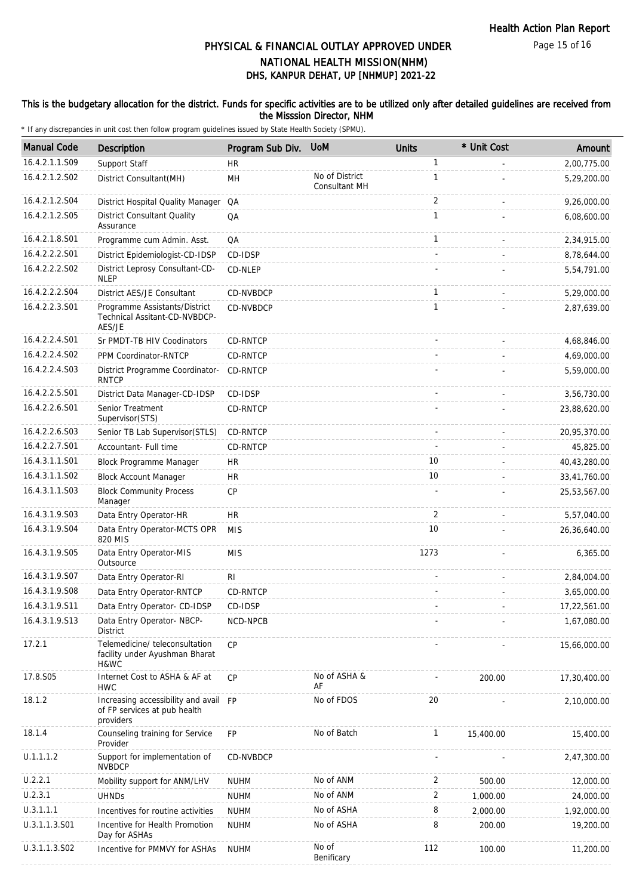# PHYSICAL & FINANCIAL OUTLAY APPROVED UNDER NATIONAL HEALTH MISSION(NHM)

## DHS, KANPUR DEHAT, UP [NHMUP] 2021-22

**This is the budgetary allocation for the district. Funds for specific activities are to be utilized only after detailed guidelines are received from the Misssion Director, NHM**

\* If any discrepancies in unit cost then follow program guidelines issued by State Health Society (SPMU).

| Manual Code | Description | Program Sub Div. | UoM | Units | * Unit Cost | Amount |
|---|---|---|---|---|---|---|
| 16.4.2.1.1.S09 | Support Staff | HR | | 1 | - | 2,00,775.00 |
| 16.4.2.1.2.S02 | District Consultant(MH) | MH | No of District Consultant MH | 1 | - | 5,29,200.00 |
| 16.4.2.1.2.S04 | District Hospital Quality Manager | QA | | 2 | - | 9,26,000.00 |
| 16.4.2.1.2.S05 | District Consultant Quality Assurance | QA | | 1 | - | 6,08,600.00 |
| 16.4.2.1.8.S01 | Programme cum Admin. Asst. | QA | | 1 | - | 2,34,915.00 |
| 16.4.2.2.2.S01 | District Epidemiologist-CD-IDSP | CD-IDSP | | - | - | 8,78,644.00 |
| 16.4.2.2.2.S02 | District Leprosy Consultant-CD-NLEP | CD-NLEP | | - | - | 5,54,791.00 |
| 16.4.2.2.2.S04 | District AES/JE Consultant | CD-NVBDCP | | 1 | - | 5,29,000.00 |
| 16.4.2.2.3.S01 | Programme Assistants/District Technical Assitant-CD-NVBDCP-AES/JE | CD-NVBDCP | | 1 | - | 2,87,639.00 |
| 16.4.2.2.4.S01 | Sr PMDT-TB HIV Coodinators | CD-RNTCP | | - | - | 4,68,846.00 |
| 16.4.2.2.4.S02 | PPM Coordinator-RNTCP | CD-RNTCP | | - | - | 4,69,000.00 |
| 16.4.2.2.4.S03 | District Programme Coordinator-RNTCP | CD-RNTCP | | - | - | 5,59,000.00 |
| 16.4.2.2.5.S01 | District Data Manager-CD-IDSP | CD-IDSP | | - | - | 3,56,730.00 |
| 16.4.2.2.6.S01 | Senior Treatment Supervisor(STS) | CD-RNTCP | | - | - | 23,88,620.00 |
| 16.4.2.2.6.S03 | Senior TB Lab Supervisor(STLS) | CD-RNTCP | | - | - | 20,95,370.00 |
| 16.4.2.2.7.S01 | Accountant- Full time | CD-RNTCP | | - | - | 45,825.00 |
| 16.4.3.1.1.S01 | Block Programme Manager | HR | | 10 | - | 40,43,280.00 |
| 16.4.3.1.1.S02 | Block Account Manager | HR | | 10 | - | 33,41,760.00 |
| 16.4.3.1.1.S03 | Block Community Process Manager | CP | | - | - | 25,53,567.00 |
| 16.4.3.1.9.S03 | Data Entry Operator-HR | HR | | 2 | - | 5,57,040.00 |
| 16.4.3.1.9.S04 | Data Entry Operator-MCTS OPR 820 MIS | MIS | | 10 | - | 26,36,640.00 |
| 16.4.3.1.9.S05 | Data Entry Operator-MIS Outsource | MIS | | 1273 | - | 6,365.00 |
| 16.4.3.1.9.S07 | Data Entry Operator-RI | RI | | - | - | 2,84,004.00 |
| 16.4.3.1.9.S08 | Data Entry Operator-RNTCP | CD-RNTCP | | - | - | 3,65,000.00 |
| 16.4.3.1.9.S11 | Data Entry Operator- CD-IDSP | CD-IDSP | | - | - | 17,22,561.00 |
| 16.4.3.1.9.S13 | Data Entry Operator- NBCP-District | NCD-NPCB | | - | - | 1,67,080.00 |
| 17.2.1 | Telemedicine/ teleconsultation facility under Ayushman Bharat H&WC | CP | | - | - | 15,66,000.00 |
| 17.8.S05 | Internet Cost to ASHA & AF at HWC | CP | No of ASHA & AF | - | 200.00 | 17,30,400.00 |
| 18.1.2 | Increasing accessibility and avail of FP services at pub health providers | FP | No of FDOS | 20 | - | 2,10,000.00 |
| 18.1.4 | Counseling training for Service Provider | FP | No of Batch | 1 | 15,400.00 | 15,400.00 |
| U.1.1.1.2 | Support for implementation of NVBDCP | CD-NVBDCP | | - | - | 2,47,300.00 |
| U.2.2.1 | Mobility support for ANM/LHV | NUHM | No of ANM | 2 | 500.00 | 12,000.00 |
| U.2.3.1 | UHNDs | NUHM | No of ANM | 2 | 1,000.00 | 24,000.00 |
| U.3.1.1.1 | Incentives for routine activities | NUHM | No of ASHA | 8 | 2,000.00 | 1,92,000.00 |
| U.3.1.1.3.S01 | Incentive for Health Promotion Day for ASHAs | NUHM | No of ASHA | 8 | 200.00 | 19,200.00 |
| U.3.1.1.3.S02 | Incentive for PMMVY for ASHAs | NUHM | No of Benificary | 112 | 100.00 | 11,200.00 |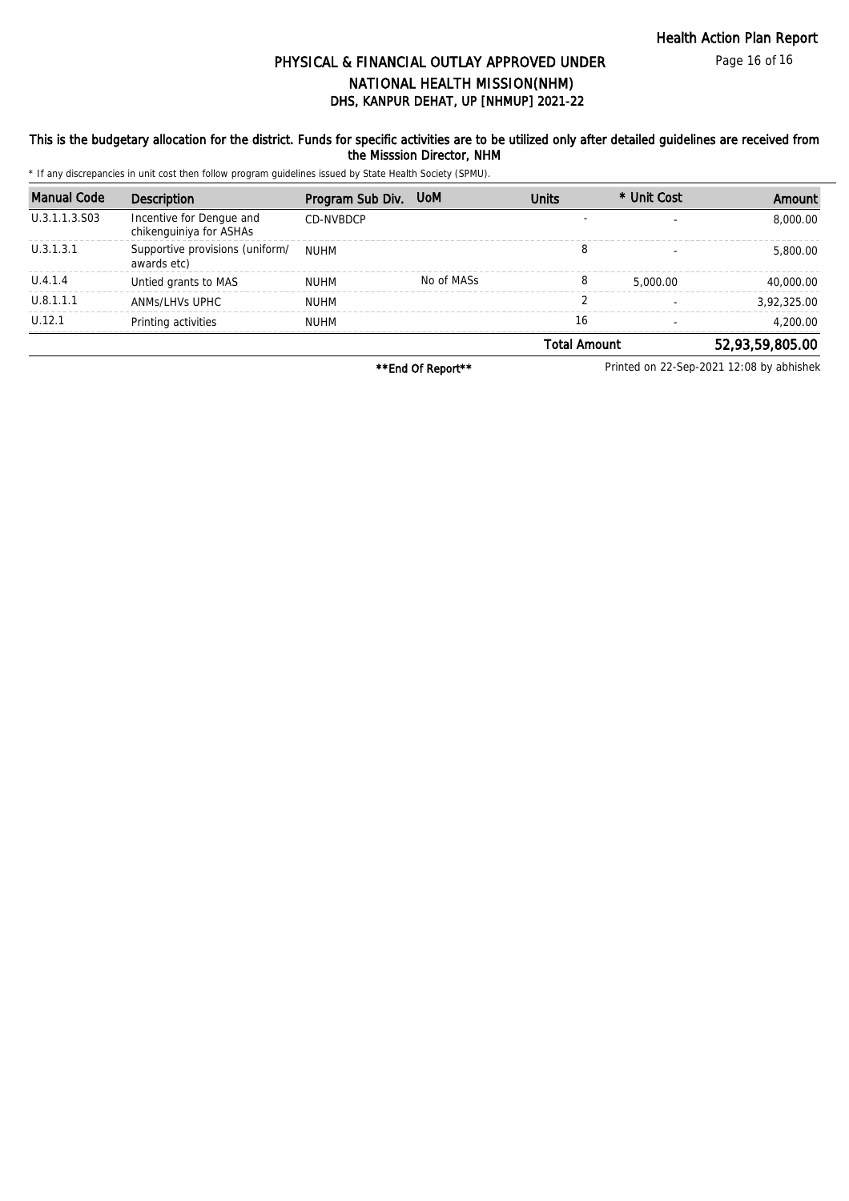# PHYSICAL & FINANCIAL OUTLAY APPROVED UNDER NATIONAL HEALTH MISSION(NHM)

## DHS, KANPUR DEHAT, UP [NHMUP] 2021-22

This is the budgetary allocation for the district. Funds for specific activities are to be utilized only after detailed guidelines are received from the Misssion Director, NHM

* If any discrepancies in unit cost then follow program guidelines issued by State Health Society (SPMU).

| Manual Code | Description | Program Sub Div. | UoM | Units | * Unit Cost | Amount |
|---|---|---|---|---|---|---|
| U.3.1.1.3.S03 | Incentive for Dengue and chikenguiniya for ASHAs | CD-NVBDCP | | - | - | 8,000.00 |
| U.3.1.3.1 | Supportive provisions (uniform/ awards etc) | NUHM | | 8 | - | 5,800.00 |
| U.4.1.4 | Untied grants to MAS | NUHM | No of MASs | 8 | 5,000.00 | 40,000.00 |
| U.8.1.1.1 | ANMs/LHVs UPHC | NUHM | | 2 | - | 3,92,325.00 |
| U.12.1 | Printing activities | NUHM | | 16 | - | 4,200.00 |
| | | | | Total Amount | | **52,93,59,805.00** |

**End Of Report**

Printed on 22-Sep-2021 12:08 by abhishek